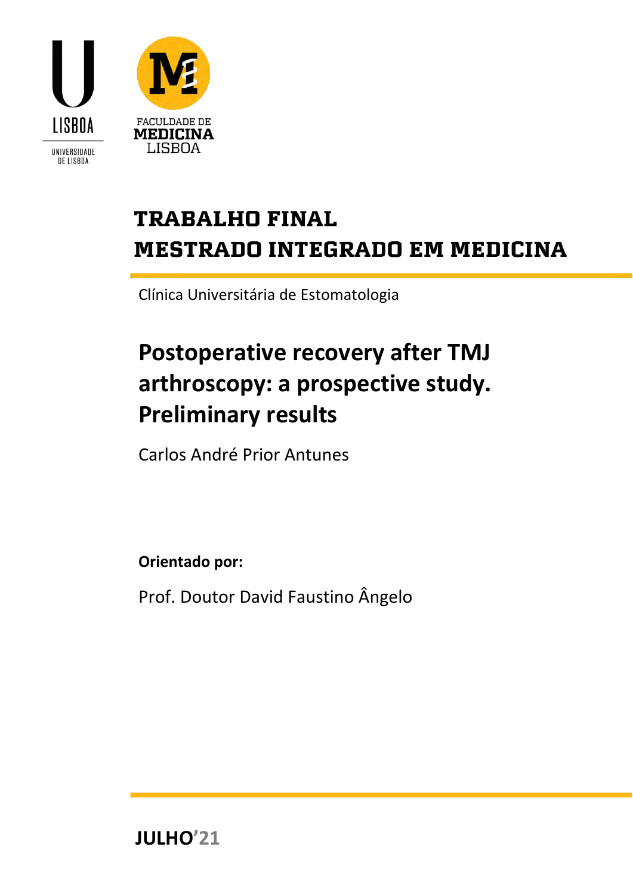LISBOA

UNIVERSIDADE DE LISBOA

FACULDADE DE MEDICINA LISBOA

# TRABALHO FINAL
# MESTRADO INTEGRADO EM MEDICINA

Clínica Universitária de Estomatologia

## Postoperative recovery after TMJ arthroscopy: a prospective study. Preliminary results

Carlos André Prior Antunes

**Orientado por:**

Prof. Doutor David Faustino Ângelo

**JULHO'21**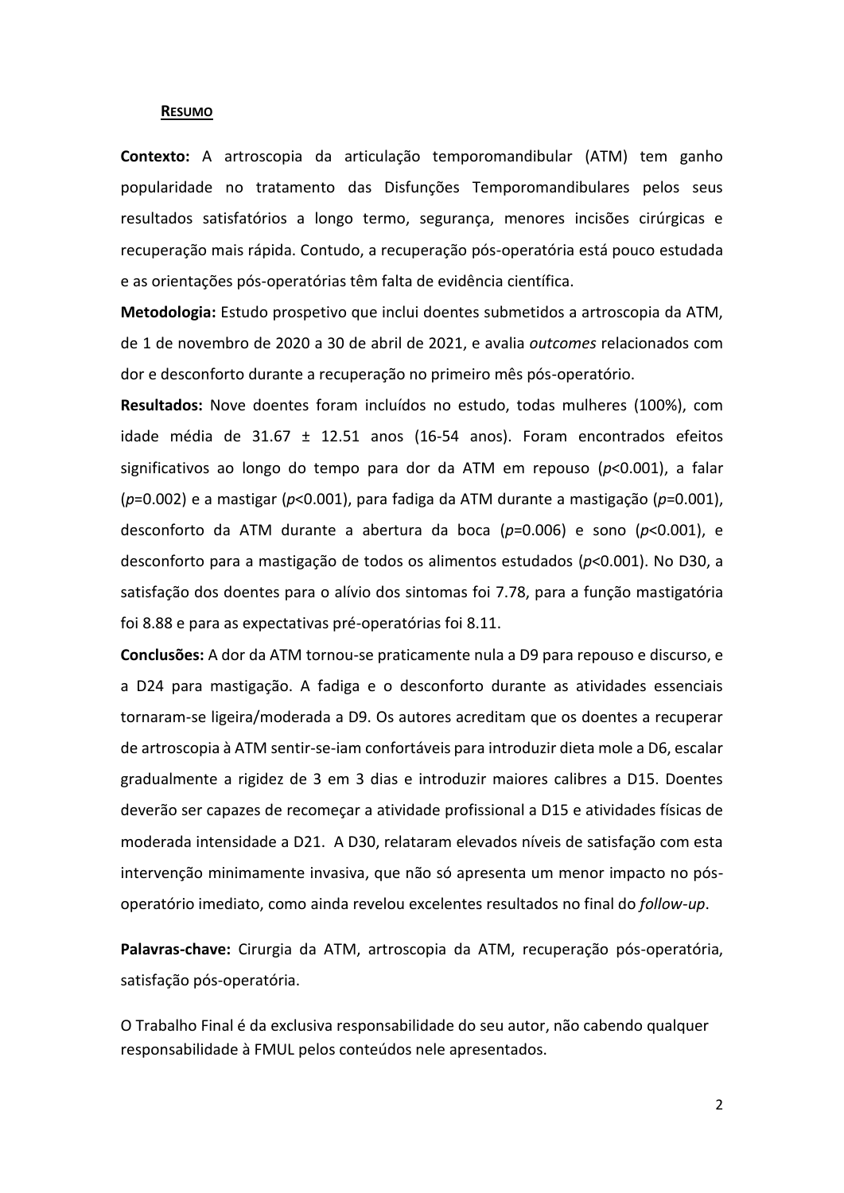## Resumo

**Contexto:** A artroscopia da articulação temporomandibular (ATM) tem ganho popularidade no tratamento das Disfunções Temporomandibulares pelos seus resultados satisfatórios a longo termo, segurança, menores incisões cirúrgicas e recuperação mais rápida. Contudo, a recuperação pós-operatória está pouco estudada e as orientações pós-operatórias têm falta de evidência científica.

**Metodologia:** Estudo prospetivo que inclui doentes submetidos a artroscopia da ATM, de 1 de novembro de 2020 a 30 de abril de 2021, e avalia *outcomes* relacionados com dor e desconforto durante a recuperação no primeiro mês pós-operatório.

**Resultados:** Nove doentes foram incluídos no estudo, todas mulheres (100%), com idade média de 31.67 ± 12.51 anos (16-54 anos). Foram encontrados efeitos significativos ao longo do tempo para dor da ATM em repouso ($p$<0.001), a falar ($p$=0.002) e a mastigar ($p$<0.001), para fadiga da ATM durante a mastigação ($p$=0.001), desconforto da ATM durante a abertura da boca ($p$=0.006) e sono ($p$<0.001), e desconforto para a mastigação de todos os alimentos estudados ($p$<0.001). No D30, a satisfação dos doentes para o alívio dos sintomas foi 7.78, para a função mastigatória foi 8.88 e para as expectativas pré-operatórias foi 8.11.

**Conclusões:** A dor da ATM tornou-se praticamente nula a D9 para repouso e discurso, e a D24 para mastigação. A fadiga e o desconforto durante as atividades essenciais tornaram-se ligeira/moderada a D9. Os autores acreditam que os doentes a recuperar de artroscopia à ATM sentir-se-iam confortáveis para introduzir dieta mole a D6, escalar gradualmente a rigidez de 3 em 3 dias e introduzir maiores calibres a D15. Doentes deverão ser capazes de recomeçar a atividade profissional a D15 e atividades físicas de moderada intensidade a D21. A D30, relataram elevados níveis de satisfação com esta intervenção minimamente invasiva, que não só apresenta um menor impacto no pós-operatório imediato, como ainda revelou excelentes resultados no final do *follow-up*.

**Palavras-chave:** Cirurgia da ATM, artroscopia da ATM, recuperação pós-operatória, satisfação pós-operatória.

O Trabalho Final é da exclusiva responsabilidade do seu autor, não cabendo qualquer responsabilidade à FMUL pelos conteúdos nele apresentados.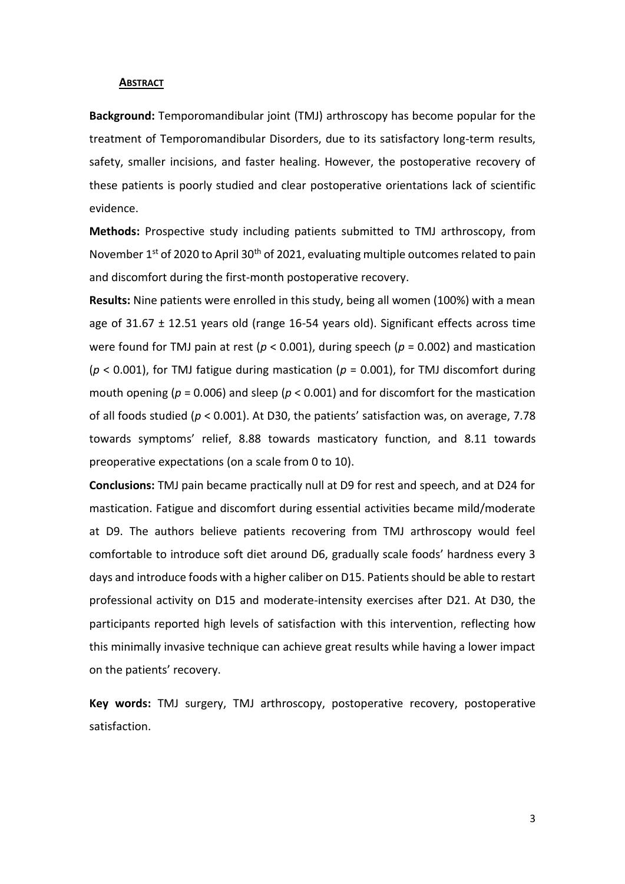## **Abstract**

**Background:** Temporomandibular joint (TMJ) arthroscopy has become popular for the treatment of Temporomandibular Disorders, due to its satisfactory long-term results, safety, smaller incisions, and faster healing. However, the postoperative recovery of these patients is poorly studied and clear postoperative orientations lack of scientific evidence.

**Methods:** Prospective study including patients submitted to TMJ arthroscopy, from November 1st of 2020 to April 30th of 2021, evaluating multiple outcomes related to pain and discomfort during the first-month postoperative recovery.

**Results:** Nine patients were enrolled in this study, being all women (100%) with a mean age of 31.67 ± 12.51 years old (range 16-54 years old). Significant effects across time were found for TMJ pain at rest ($p < 0.001$), during speech ($p = 0.002$) and mastication ($p < 0.001$), for TMJ fatigue during mastication ($p = 0.001$), for TMJ discomfort during mouth opening ($p = 0.006$) and sleep ($p < 0.001$) and for discomfort for the mastication of all foods studied ($p < 0.001$). At D30, the patients' satisfaction was, on average, 7.78 towards symptoms' relief, 8.88 towards masticatory function, and 8.11 towards preoperative expectations (on a scale from 0 to 10).

**Conclusions:** TMJ pain became practically null at D9 for rest and speech, and at D24 for mastication. Fatigue and discomfort during essential activities became mild/moderate at D9. The authors believe patients recovering from TMJ arthroscopy would feel comfortable to introduce soft diet around D6, gradually scale foods' hardness every 3 days and introduce foods with a higher caliber on D15. Patients should be able to restart professional activity on D15 and moderate-intensity exercises after D21. At D30, the participants reported high levels of satisfaction with this intervention, reflecting how this minimally invasive technique can achieve great results while having a lower impact on the patients' recovery.

**Key words:** TMJ surgery, TMJ arthroscopy, postoperative recovery, postoperative satisfaction.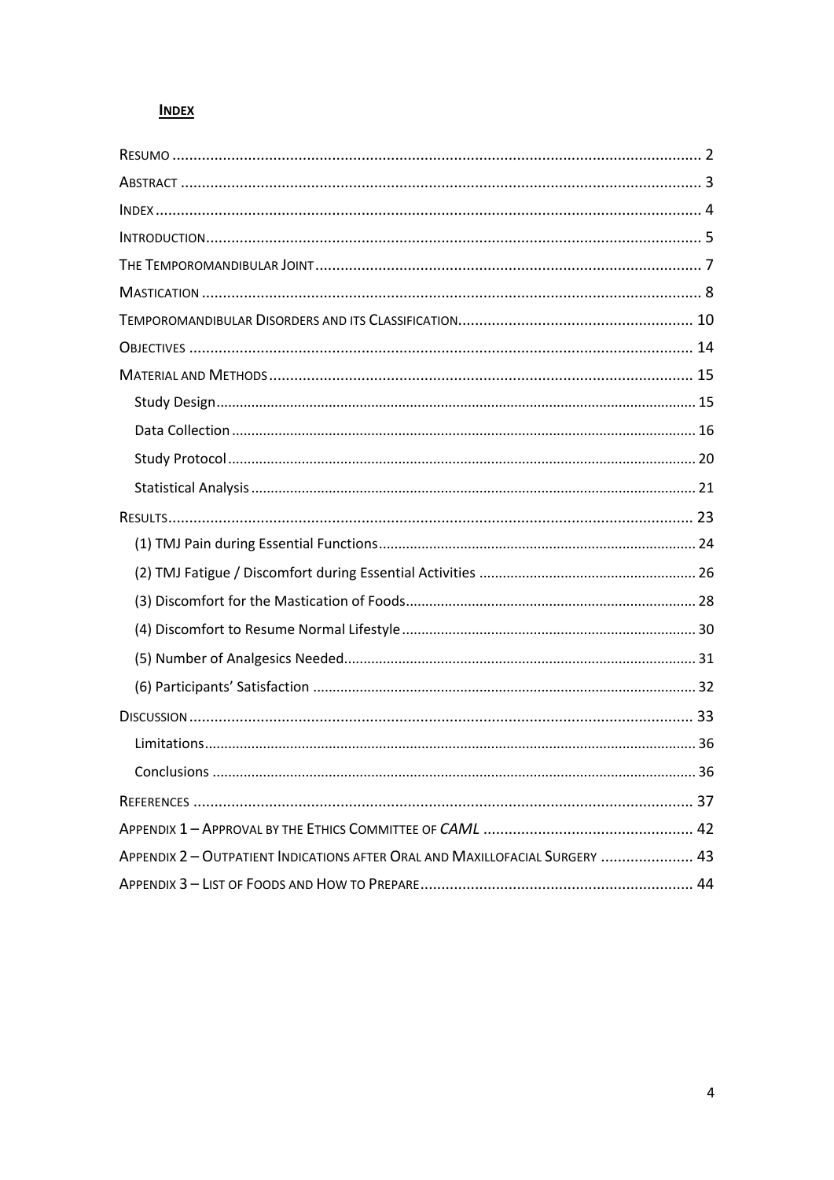# **Index**

- Resumo ..... 2
- Abstract ..... 3
- Index ..... 4
- Introduction ..... 5
- The Temporomandibular Joint ..... 7
- Mastication ..... 8
- Temporomandibular Disorders and its Classification ..... 10
- Objectives ..... 14
- Material and Methods ..... 15
  - Study Design ..... 15
  - Data Collection ..... 16
  - Study Protocol ..... 20
  - Statistical Analysis ..... 21
- Results ..... 23
  - (1) TMJ Pain during Essential Functions ..... 24
  - (2) TMJ Fatigue / Discomfort during Essential Activities ..... 26
  - (3) Discomfort for the Mastication of Foods ..... 28
  - (4) Discomfort to Resume Normal Lifestyle ..... 30
  - (5) Number of Analgesics Needed ..... 31
  - (6) Participants' Satisfaction ..... 32
- Discussion ..... 33
  - Limitations ..... 36
  - Conclusions ..... 36
- References ..... 37
- Appendix 1 – Approval by the Ethics Committee of *CAML* ..... 42
- Appendix 2 – Outpatient Indications after Oral and Maxillofacial Surgery ..... 43
- Appendix 3 – List of Foods and How to Prepare ..... 44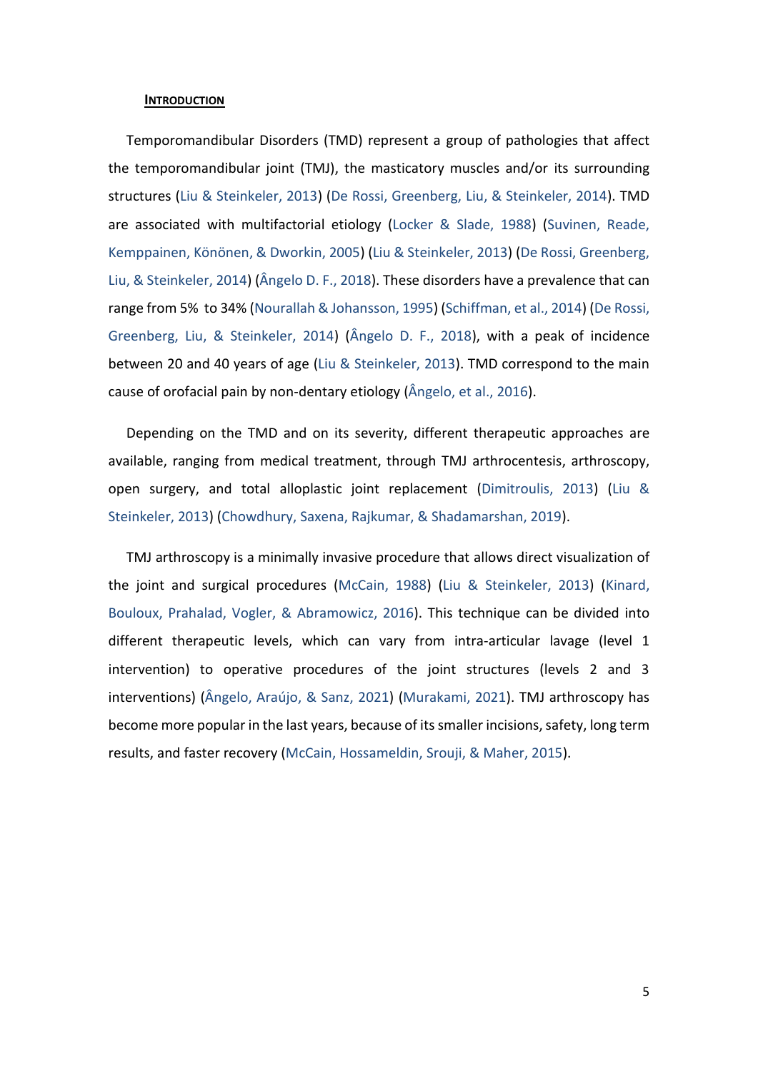## **Introduction**

Temporomandibular Disorders (TMD) represent a group of pathologies that affect the temporomandibular joint (TMJ), the masticatory muscles and/or its surrounding structures (Liu & Steinkeler, 2013) (De Rossi, Greenberg, Liu, & Steinkeler, 2014). TMD are associated with multifactorial etiology (Locker & Slade, 1988) (Suvinen, Reade, Kemppainen, Könönen, & Dworkin, 2005) (Liu & Steinkeler, 2013) (De Rossi, Greenberg, Liu, & Steinkeler, 2014) (Ângelo D. F., 2018). These disorders have a prevalence that can range from 5% to 34% (Nourallah & Johansson, 1995) (Schiffman, et al., 2014) (De Rossi, Greenberg, Liu, & Steinkeler, 2014) (Ângelo D. F., 2018), with a peak of incidence between 20 and 40 years of age (Liu & Steinkeler, 2013). TMD correspond to the main cause of orofacial pain by non-dentary etiology (Ângelo, et al., 2016).

Depending on the TMD and on its severity, different therapeutic approaches are available, ranging from medical treatment, through TMJ arthrocentesis, arthroscopy, open surgery, and total alloplastic joint replacement (Dimitroulis, 2013) (Liu & Steinkeler, 2013) (Chowdhury, Saxena, Rajkumar, & Shadamarshan, 2019).

TMJ arthroscopy is a minimally invasive procedure that allows direct visualization of the joint and surgical procedures (McCain, 1988) (Liu & Steinkeler, 2013) (Kinard, Bouloux, Prahalad, Vogler, & Abramowicz, 2016). This technique can be divided into different therapeutic levels, which can vary from intra-articular lavage (level 1 intervention) to operative procedures of the joint structures (levels 2 and 3 interventions) (Ângelo, Araújo, & Sanz, 2021) (Murakami, 2021). TMJ arthroscopy has become more popular in the last years, because of its smaller incisions, safety, long term results, and faster recovery (McCain, Hossameldin, Srouji, & Maher, 2015).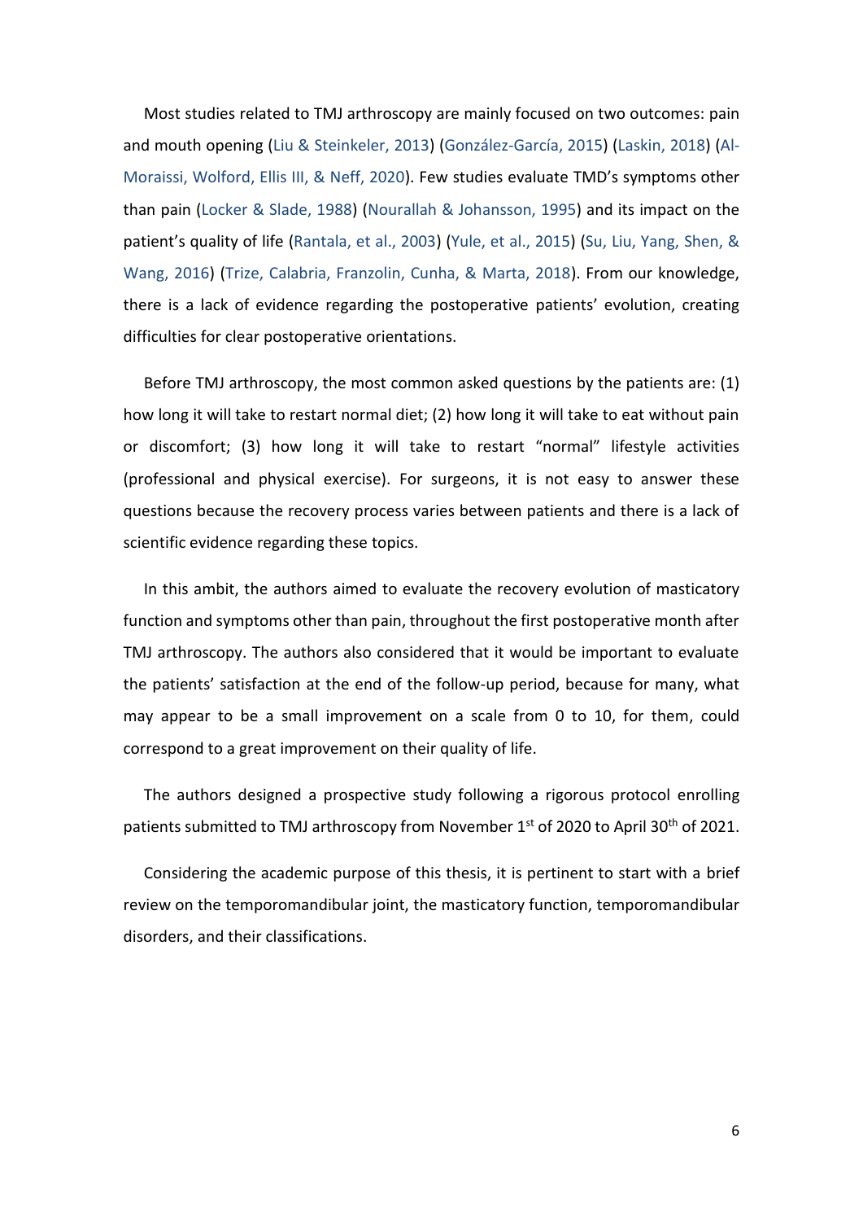Most studies related to TMJ arthroscopy are mainly focused on two outcomes: pain and mouth opening (Liu & Steinkeler, 2013) (González-García, 2015) (Laskin, 2018) (Al-Moraissi, Wolford, Ellis III, & Neff, 2020). Few studies evaluate TMD's symptoms other than pain (Locker & Slade, 1988) (Nourallah & Johansson, 1995) and its impact on the patient's quality of life (Rantala, et al., 2003) (Yule, et al., 2015) (Su, Liu, Yang, Shen, & Wang, 2016) (Trize, Calabria, Franzolin, Cunha, & Marta, 2018). From our knowledge, there is a lack of evidence regarding the postoperative patients' evolution, creating difficulties for clear postoperative orientations.

Before TMJ arthroscopy, the most common asked questions by the patients are: (1) how long it will take to restart normal diet; (2) how long it will take to eat without pain or discomfort; (3) how long it will take to restart "normal" lifestyle activities (professional and physical exercise). For surgeons, it is not easy to answer these questions because the recovery process varies between patients and there is a lack of scientific evidence regarding these topics.

In this ambit, the authors aimed to evaluate the recovery evolution of masticatory function and symptoms other than pain, throughout the first postoperative month after TMJ arthroscopy. The authors also considered that it would be important to evaluate the patients' satisfaction at the end of the follow-up period, because for many, what may appear to be a small improvement on a scale from 0 to 10, for them, could correspond to a great improvement on their quality of life.

The authors designed a prospective study following a rigorous protocol enrolling patients submitted to TMJ arthroscopy from November 1st of 2020 to April 30th of 2021.

Considering the academic purpose of this thesis, it is pertinent to start with a brief review on the temporomandibular joint, the masticatory function, temporomandibular disorders, and their classifications.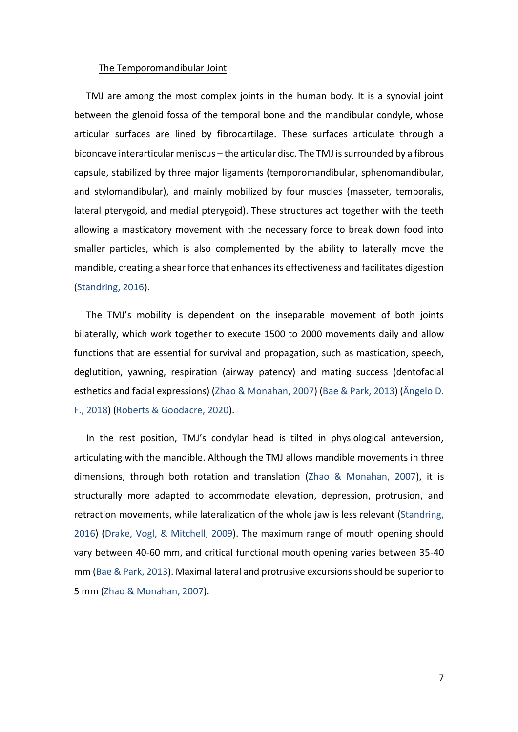## The Temporomandibular Joint

TMJ are among the most complex joints in the human body. It is a synovial joint between the glenoid fossa of the temporal bone and the mandibular condyle, whose articular surfaces are lined by fibrocartilage. These surfaces articulate through a biconcave interarticular meniscus – the articular disc. The TMJ is surrounded by a fibrous capsule, stabilized by three major ligaments (temporomandibular, sphenomandibular, and stylomandibular), and mainly mobilized by four muscles (masseter, temporalis, lateral pterygoid, and medial pterygoid). These structures act together with the teeth allowing a masticatory movement with the necessary force to break down food into smaller particles, which is also complemented by the ability to laterally move the mandible, creating a shear force that enhances its effectiveness and facilitates digestion (Standring, 2016).

The TMJ's mobility is dependent on the inseparable movement of both joints bilaterally, which work together to execute 1500 to 2000 movements daily and allow functions that are essential for survival and propagation, such as mastication, speech, deglutition, yawning, respiration (airway patency) and mating success (dentofacial esthetics and facial expressions) (Zhao & Monahan, 2007) (Bae & Park, 2013) (Ângelo D. F., 2018) (Roberts & Goodacre, 2020).

In the rest position, TMJ's condylar head is tilted in physiological anteversion, articulating with the mandible. Although the TMJ allows mandible movements in three dimensions, through both rotation and translation (Zhao & Monahan, 2007), it is structurally more adapted to accommodate elevation, depression, protrusion, and retraction movements, while lateralization of the whole jaw is less relevant (Standring, 2016) (Drake, Vogl, & Mitchell, 2009). The maximum range of mouth opening should vary between 40-60 mm, and critical functional mouth opening varies between 35-40 mm (Bae & Park, 2013). Maximal lateral and protrusive excursions should be superior to 5 mm (Zhao & Monahan, 2007).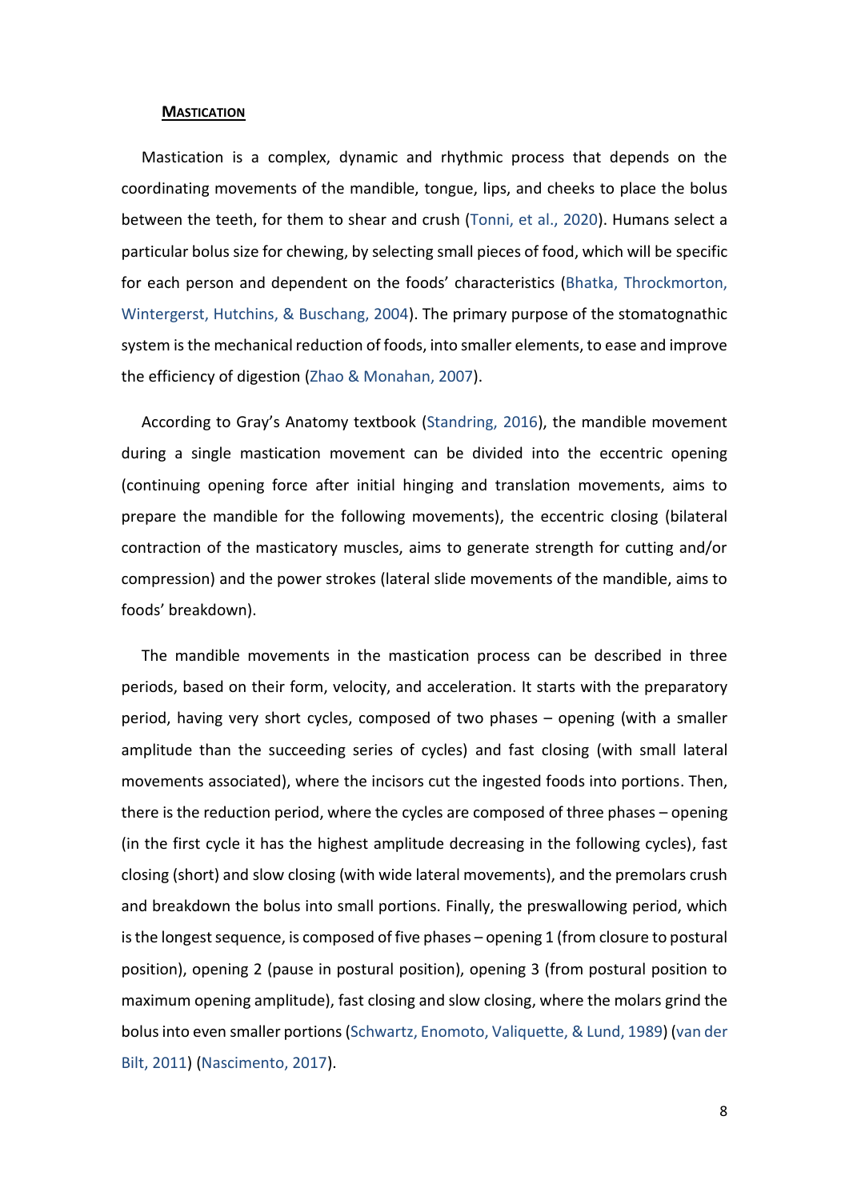## **Mastication**

Mastication is a complex, dynamic and rhythmic process that depends on the coordinating movements of the mandible, tongue, lips, and cheeks to place the bolus between the teeth, for them to shear and crush (Tonni, et al., 2020). Humans select a particular bolus size for chewing, by selecting small pieces of food, which will be specific for each person and dependent on the foods' characteristics (Bhatka, Throckmorton, Wintergerst, Hutchins, & Buschang, 2004). The primary purpose of the stomatognathic system is the mechanical reduction of foods, into smaller elements, to ease and improve the efficiency of digestion (Zhao & Monahan, 2007).

According to Gray's Anatomy textbook (Standring, 2016), the mandible movement during a single mastication movement can be divided into the eccentric opening (continuing opening force after initial hinging and translation movements, aims to prepare the mandible for the following movements), the eccentric closing (bilateral contraction of the masticatory muscles, aims to generate strength for cutting and/or compression) and the power strokes (lateral slide movements of the mandible, aims to foods' breakdown).

The mandible movements in the mastication process can be described in three periods, based on their form, velocity, and acceleration. It starts with the preparatory period, having very short cycles, composed of two phases – opening (with a smaller amplitude than the succeeding series of cycles) and fast closing (with small lateral movements associated), where the incisors cut the ingested foods into portions. Then, there is the reduction period, where the cycles are composed of three phases – opening (in the first cycle it has the highest amplitude decreasing in the following cycles), fast closing (short) and slow closing (with wide lateral movements), and the premolars crush and breakdown the bolus into small portions. Finally, the preswallowing period, which is the longest sequence, is composed of five phases – opening 1 (from closure to postural position), opening 2 (pause in postural position), opening 3 (from postural position to maximum opening amplitude), fast closing and slow closing, where the molars grind the bolus into even smaller portions (Schwartz, Enomoto, Valiquette, & Lund, 1989) (van der Bilt, 2011) (Nascimento, 2017).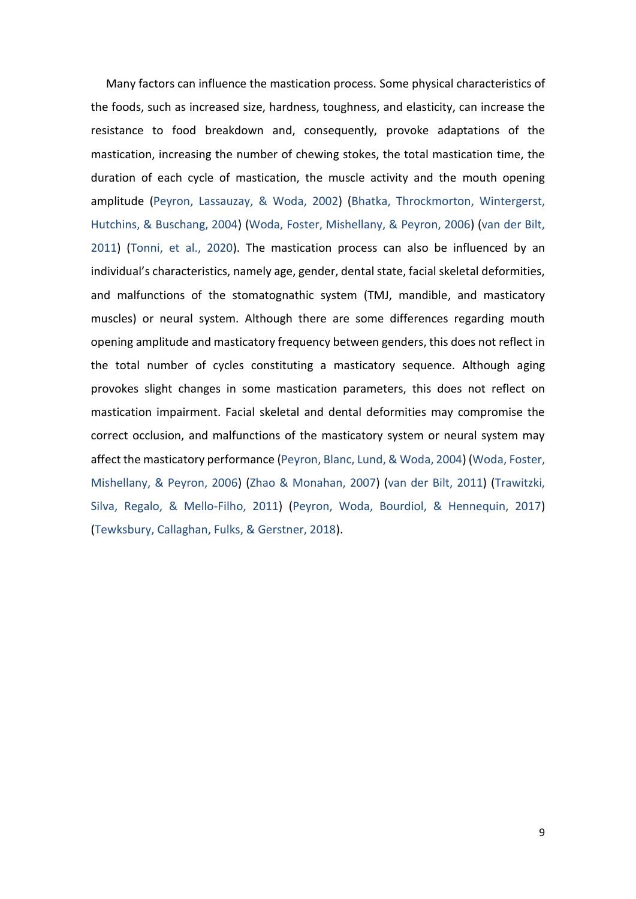Many factors can influence the mastication process. Some physical characteristics of the foods, such as increased size, hardness, toughness, and elasticity, can increase the resistance to food breakdown and, consequently, provoke adaptations of the mastication, increasing the number of chewing stokes, the total mastication time, the duration of each cycle of mastication, the muscle activity and the mouth opening amplitude (Peyron, Lassauzay, & Woda, 2002) (Bhatka, Throckmorton, Wintergerst, Hutchins, & Buschang, 2004) (Woda, Foster, Mishellany, & Peyron, 2006) (van der Bilt, 2011) (Tonni, et al., 2020). The mastication process can also be influenced by an individual's characteristics, namely age, gender, dental state, facial skeletal deformities, and malfunctions of the stomatognathic system (TMJ, mandible, and masticatory muscles) or neural system. Although there are some differences regarding mouth opening amplitude and masticatory frequency between genders, this does not reflect in the total number of cycles constituting a masticatory sequence. Although aging provokes slight changes in some mastication parameters, this does not reflect on mastication impairment. Facial skeletal and dental deformities may compromise the correct occlusion, and malfunctions of the masticatory system or neural system may affect the masticatory performance (Peyron, Blanc, Lund, & Woda, 2004) (Woda, Foster, Mishellany, & Peyron, 2006) (Zhao & Monahan, 2007) (van der Bilt, 2011) (Trawitzki, Silva, Regalo, & Mello-Filho, 2011) (Peyron, Woda, Bourdiol, & Hennequin, 2017) (Tewksbury, Callaghan, Fulks, & Gerstner, 2018).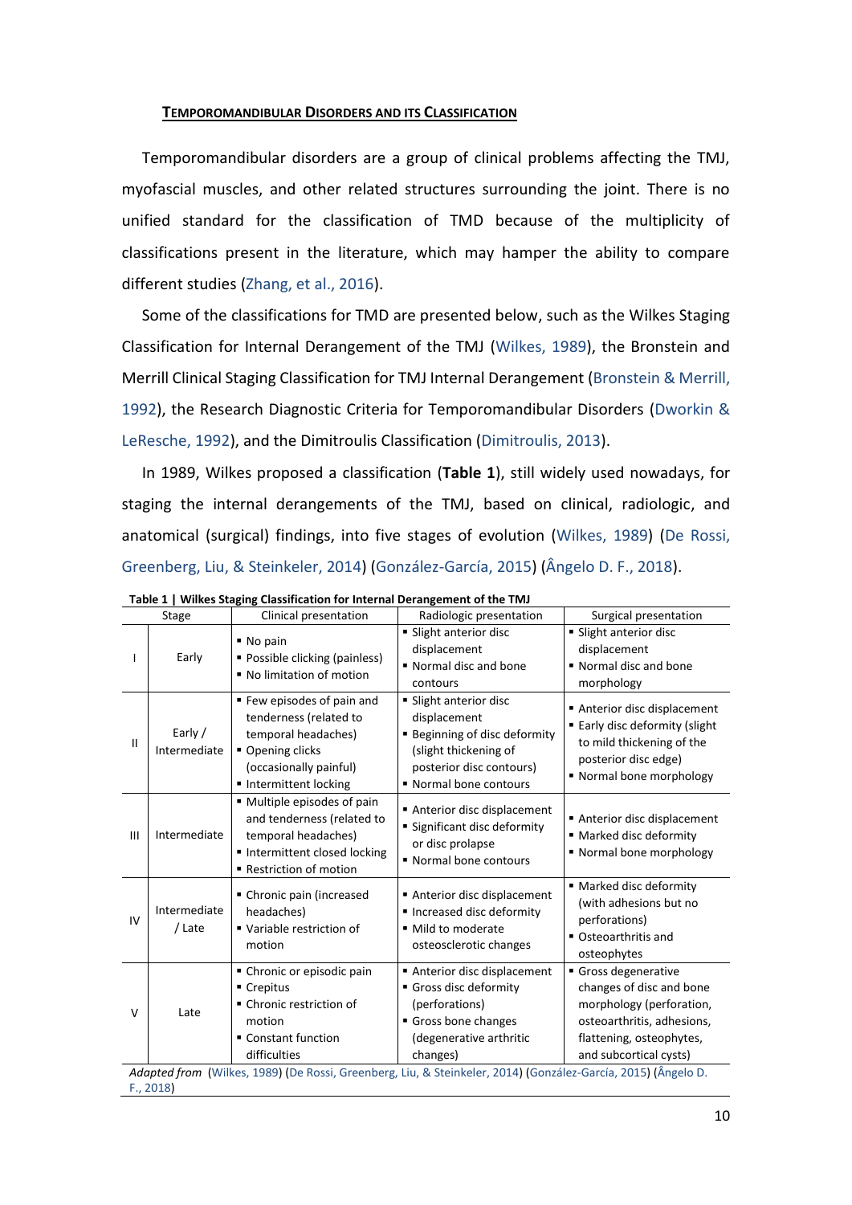## TEMPOROMANDIBULAR DISORDERS AND ITS CLASSIFICATION

Temporomandibular disorders are a group of clinical problems affecting the TMJ, myofascial muscles, and other related structures surrounding the joint. There is no unified standard for the classification of TMD because of the multiplicity of classifications present in the literature, which may hamper the ability to compare different studies (Zhang, et al., 2016).

Some of the classifications for TMD are presented below, such as the Wilkes Staging Classification for Internal Derangement of the TMJ (Wilkes, 1989), the Bronstein and Merrill Clinical Staging Classification for TMJ Internal Derangement (Bronstein & Merrill, 1992), the Research Diagnostic Criteria for Temporomandibular Disorders (Dworkin & LeResche, 1992), and the Dimitroulis Classification (Dimitroulis, 2013).

In 1989, Wilkes proposed a classification (**Table 1**), still widely used nowadays, for staging the internal derangements of the TMJ, based on clinical, radiologic, and anatomical (surgical) findings, into five stages of evolution (Wilkes, 1989) (De Rossi, Greenberg, Liu, & Steinkeler, 2014) (González-García, 2015) (Ângelo D. F., 2018).

**Table 1 | Wilkes Staging Classification for Internal Derangement of the TMJ**

| Stage | | Clinical presentation | Radiologic presentation | Surgical presentation |
|---|---|---|---|---|
| I | Early | ▪ No pain<br>▪ Possible clicking (painless)<br>▪ No limitation of motion | ▪ Slight anterior disc displacement<br>▪ Normal disc and bone contours | ▪ Slight anterior disc displacement<br>▪ Normal disc and bone morphology |
| II | Early / Intermediate | ▪ Few episodes of pain and tenderness (related to temporal headaches)<br>▪ Opening clicks (occasionally painful)<br>▪ Intermittent locking | ▪ Slight anterior disc displacement<br>▪ Beginning of disc deformity (slight thickening of posterior disc contours)<br>▪ Normal bone contours | ▪ Anterior disc displacement<br>▪ Early disc deformity (slight to mild thickening of the posterior disc edge)<br>▪ Normal bone morphology |
| III | Intermediate | ▪ Multiple episodes of pain and tenderness (related to temporal headaches)<br>▪ Intermittent closed locking<br>▪ Restriction of motion | ▪ Anterior disc displacement<br>▪ Significant disc deformity or disc prolapse<br>▪ Normal bone contours | ▪ Anterior disc displacement<br>▪ Marked disc deformity<br>▪ Normal bone morphology |
| IV | Intermediate / Late | ▪ Chronic pain (increased headaches)<br>▪ Variable restriction of motion | ▪ Anterior disc displacement<br>▪ Increased disc deformity<br>▪ Mild to moderate osteosclerotic changes | ▪ Marked disc deformity (with adhesions but no perforations)<br>▪ Osteoarthritis and osteophytes |
| V | Late | ▪ Chronic or episodic pain<br>▪ Crepitus<br>▪ Chronic restriction of motion<br>▪ Constant function difficulties | ▪ Anterior disc displacement<br>▪ Gross disc deformity (perforations)<br>▪ Gross bone changes (degenerative arthritic changes) | ▪ Gross degenerative changes of disc and bone morphology (perforation, osteoarthritis, adhesions, flattening, osteophytes, and subcortical cysts) |

*Adapted from* (Wilkes, 1989) (De Rossi, Greenberg, Liu, & Steinkeler, 2014) (González-García, 2015) (Ângelo D. F., 2018)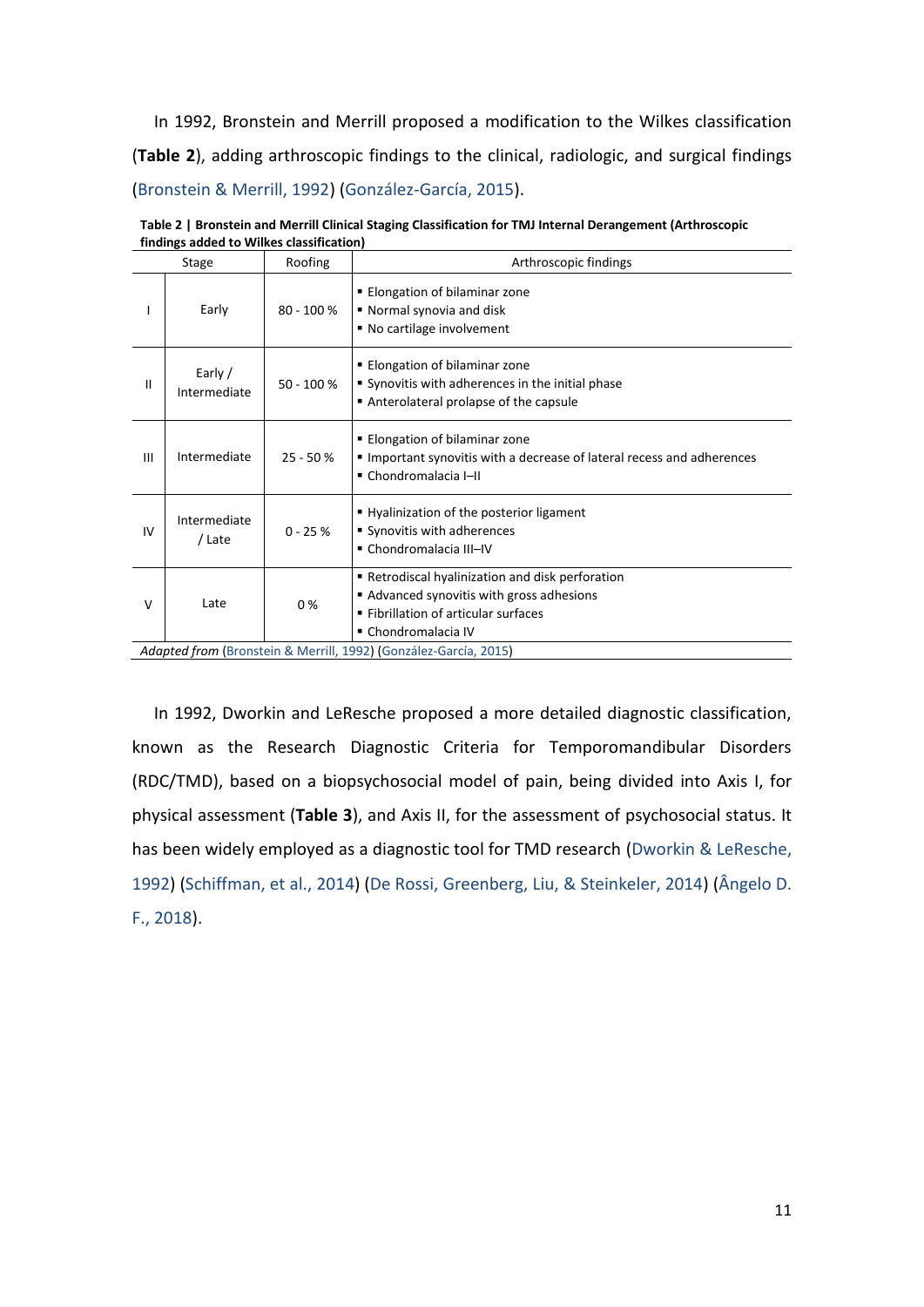In 1992, Bronstein and Merrill proposed a modification to the Wilkes classification (**Table 2**), adding arthroscopic findings to the clinical, radiologic, and surgical findings (Bronstein & Merrill, 1992) (González-García, 2015).

**Table 2 | Bronstein and Merrill Clinical Staging Classification for TMJ Internal Derangement (Arthroscopic findings added to Wilkes classification)**

| Stage | | Roofing | Arthroscopic findings |
|---|---|---|---|
| I | Early | 80 - 100 % | ▪ Elongation of bilaminar zone<br>▪ Normal synovia and disk<br>▪ No cartilage involvement |
| II | Early / Intermediate | 50 - 100 % | ▪ Elongation of bilaminar zone<br>▪ Synovitis with adherences in the initial phase<br>▪ Anterolateral prolapse of the capsule |
| III | Intermediate | 25 - 50 % | ▪ Elongation of bilaminar zone<br>▪ Important synovitis with a decrease of lateral recess and adherences<br>▪ Chondromalacia I–II |
| IV | Intermediate / Late | 0 - 25 % | ▪ Hyalinization of the posterior ligament<br>▪ Synovitis with adherences<br>▪ Chondromalacia III–IV |
| V | Late | 0 % | ▪ Retrodiscal hyalinization and disk perforation<br>▪ Advanced synovitis with gross adhesions<br>▪ Fibrillation of articular surfaces<br>▪ Chondromalacia IV |

*Adapted from* (Bronstein & Merrill, 1992) (González-García, 2015)

In 1992, Dworkin and LeResche proposed a more detailed diagnostic classification, known as the Research Diagnostic Criteria for Temporomandibular Disorders (RDC/TMD), based on a biopsychosocial model of pain, being divided into Axis I, for physical assessment (**Table 3**), and Axis II, for the assessment of psychosocial status. It has been widely employed as a diagnostic tool for TMD research (Dworkin & LeResche, 1992) (Schiffman, et al., 2014) (De Rossi, Greenberg, Liu, & Steinkeler, 2014) (Ângelo D. F., 2018).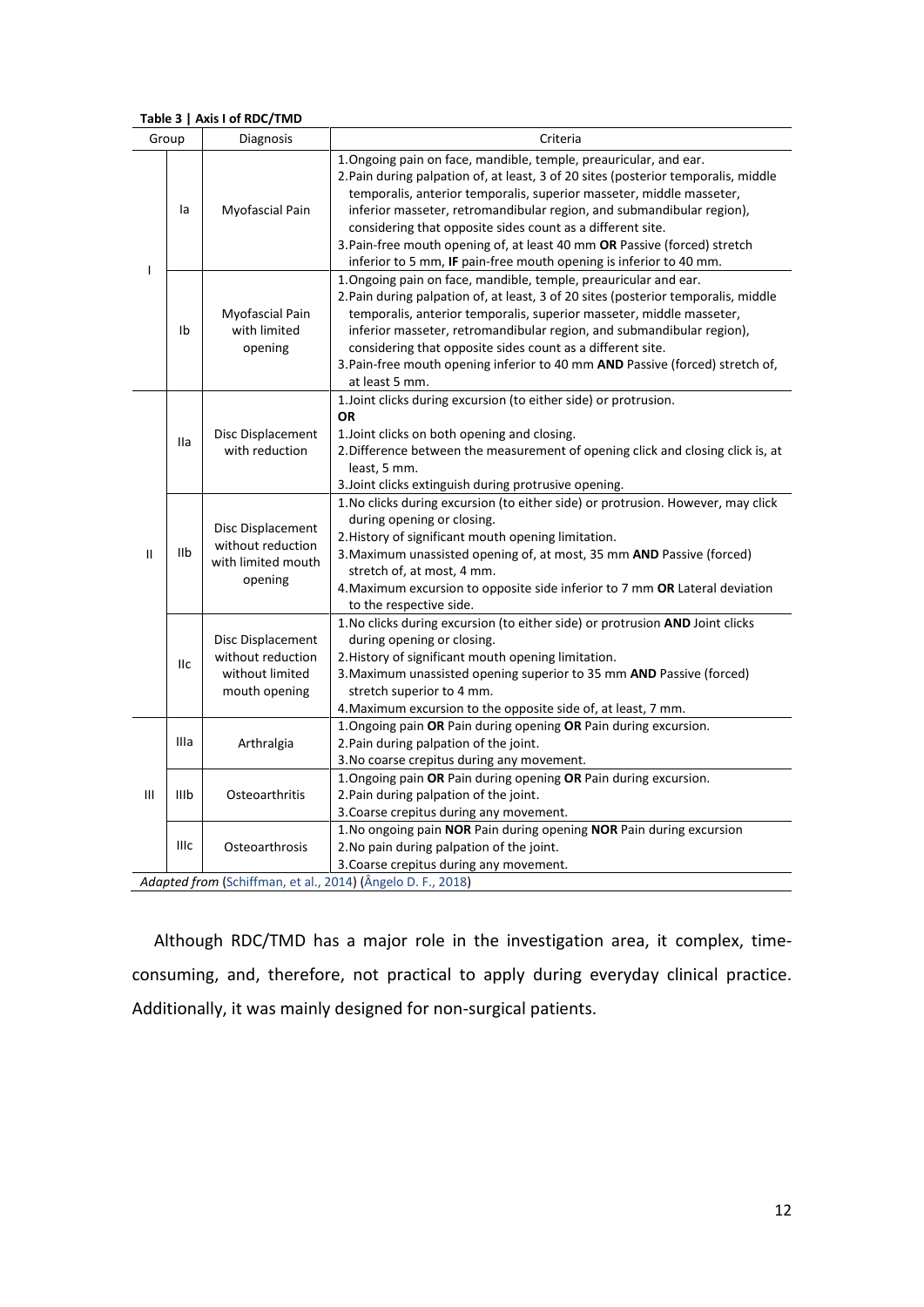**Table 3 | Axis I of RDC/TMD**

| Group | | Diagnosis | Criteria |
|---|---|---|---|
| I | Ia | Myofascial Pain | 1. Ongoing pain on face, mandible, temple, preauricular, and ear.<br>2. Pain during palpation of, at least, 3 of 20 sites (posterior temporalis, middle temporalis, anterior temporalis, superior masseter, middle masseter, inferior masseter, retromandibular region, and submandibular region), considering that opposite sides count as a different site.<br>3. Pain-free mouth opening of, at least 40 mm **OR** Passive (forced) stretch inferior to 5 mm, **IF** pain-free mouth opening is inferior to 40 mm. |
| | Ib | Myofascial Pain with limited opening | 1. Ongoing pain on face, mandible, temple, preauricular and ear.<br>2. Pain during palpation of, at least, 3 of 20 sites (posterior temporalis, middle temporalis, anterior temporalis, superior masseter, middle masseter, inferior masseter, retromandibular region, and submandibular region), considering that opposite sides count as a different site.<br>3. Pain-free mouth opening inferior to 40 mm **AND** Passive (forced) stretch of, at least 5 mm. |
| II | IIa | Disc Displacement with reduction | 1. Joint clicks during excursion (to either side) or protrusion.<br>**OR**<br>1. Joint clicks on both opening and closing.<br>2. Difference between the measurement of opening click and closing click is, at least, 5 mm.<br>3. Joint clicks extinguish during protrusive opening. |
| | IIb | Disc Displacement without reduction with limited mouth opening | 1. No clicks during excursion (to either side) or protrusion. However, may click during opening or closing.<br>2. History of significant mouth opening limitation.<br>3. Maximum unassisted opening of, at most, 35 mm **AND** Passive (forced) stretch of, at most, 4 mm.<br>4. Maximum excursion to opposite side inferior to 7 mm **OR** Lateral deviation to the respective side. |
| | IIc | Disc Displacement without reduction without limited mouth opening | 1. No clicks during excursion (to either side) or protrusion **AND** Joint clicks during opening or closing.<br>2. History of significant mouth opening limitation.<br>3. Maximum unassisted opening superior to 35 mm **AND** Passive (forced) stretch superior to 4 mm.<br>4. Maximum excursion to the opposite side of, at least, 7 mm. |
| III | IIIa | Arthralgia | 1. Ongoing pain **OR** Pain during opening **OR** Pain during excursion.<br>2. Pain during palpation of the joint.<br>3. No coarse crepitus during any movement. |
| | IIIb | Osteoarthritis | 1. Ongoing pain **OR** Pain during opening **OR** Pain during excursion.<br>2. Pain during palpation of the joint.<br>3. Coarse crepitus during any movement. |
| | IIIc | Osteoarthrosis | 1. No ongoing pain **NOR** Pain during opening **NOR** Pain during excursion<br>2. No pain during palpation of the joint.<br>3. Coarse crepitus during any movement. |

*Adapted from* (Schiffman, et al., 2014) (Ângelo D. F., 2018)

Although RDC/TMD has a major role in the investigation area, it complex, time-consuming, and, therefore, not practical to apply during everyday clinical practice. Additionally, it was mainly designed for non-surgical patients.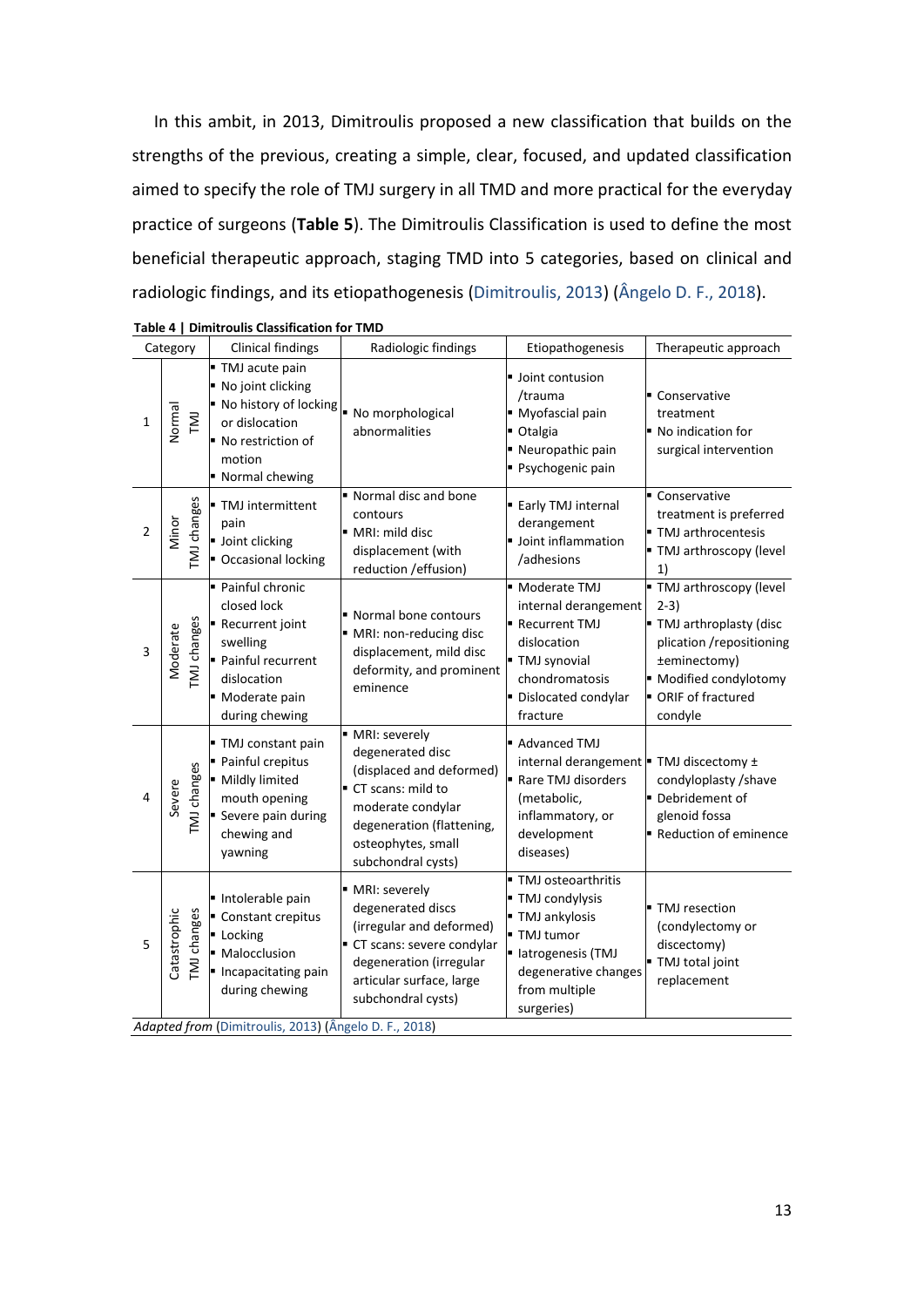In this ambit, in 2013, Dimitroulis proposed a new classification that builds on the strengths of the previous, creating a simple, clear, focused, and updated classification aimed to specify the role of TMJ surgery in all TMD and more practical for the everyday practice of surgeons (**Table 5**). The Dimitroulis Classification is used to define the most beneficial therapeutic approach, staging TMD into 5 categories, based on clinical and radiologic findings, and its etiopathogenesis (Dimitroulis, 2013) (Ângelo D. F., 2018).

**Table 4 | Dimitroulis Classification for TMD**

| Category | | Clinical findings | Radiologic findings | Etiopathogenesis | Therapeutic approach |
|---|---|---|---|---|---|
| 1 | Normal TMJ | ▪ TMJ acute pain<br>▪ No joint clicking<br>▪ No history of locking or dislocation<br>▪ No restriction of motion<br>▪ Normal chewing | ▪ No morphological abnormalities | ▪ Joint contusion /trauma<br>▪ Myofascial pain<br>▪ Otalgia<br>▪ Neuropathic pain<br>▪ Psychogenic pain | ▪ Conservative treatment<br>▪ No indication for surgical intervention |
| 2 | Minor TMJ changes | ▪ TMJ intermittent pain<br>▪ Joint clicking<br>▪ Occasional locking | ▪ Normal disc and bone contours<br>▪ MRI: mild disc displacement (with reduction /effusion) | ▪ Early TMJ internal derangement<br>▪ Joint inflammation /adhesions | ▪ Conservative treatment is preferred<br>▪ TMJ arthrocentesis<br>▪ TMJ arthroscopy (level 1) |
| 3 | Moderate TMJ changes | ▪ Painful chronic closed lock<br>▪ Recurrent joint swelling<br>▪ Painful recurrent dislocation<br>▪ Moderate pain during chewing | ▪ Normal bone contours<br>▪ MRI: non-reducing disc displacement, mild disc deformity, and prominent eminence | ▪ Moderate TMJ internal derangement<br>▪ Recurrent TMJ dislocation<br>▪ TMJ synovial chondromatosis<br>▪ Dislocated condylar fracture | ▪ TMJ arthroscopy (level 2-3)<br>▪ TMJ arthroplasty (disc plication /repositioning ±eminectomy)<br>▪ Modified condylotomy<br>▪ ORIF of fractured condyle |
| 4 | Severe TMJ changes | ▪ TMJ constant pain<br>▪ Painful crepitus<br>▪ Mildly limited mouth opening<br>▪ Severe pain during chewing and yawning | ▪ MRI: severely degenerated disc (displaced and deformed)<br>▪ CT scans: mild to moderate condylar degeneration (flattening, osteophytes, small subchondral cysts) | ▪ Advanced TMJ internal derangement<br>▪ Rare TMJ disorders (metabolic, inflammatory, or development diseases) | ▪ TMJ discectomy ± condyloplasty /shave<br>▪ Debridement of glenoid fossa<br>▪ Reduction of eminence |
| 5 | Catastrophic TMJ changes | ▪ Intolerable pain<br>▪ Constant crepitus<br>▪ Locking<br>▪ Malocclusion<br>▪ Incapacitating pain during chewing | ▪ MRI: severely degenerated discs (irregular and deformed)<br>▪ CT scans: severe condylar degeneration (irregular articular surface, large subchondral cysts) | ▪ TMJ osteoarthritis<br>▪ TMJ condylysis<br>▪ TMJ ankylosis<br>▪ TMJ tumor<br>▪ Iatrogenesis (TMJ degenerative changes from multiple surgeries) | ▪ TMJ resection (condylectomy or discectomy)<br>▪ TMJ total joint replacement |

*Adapted from* (Dimitroulis, 2013) (Ângelo D. F., 2018)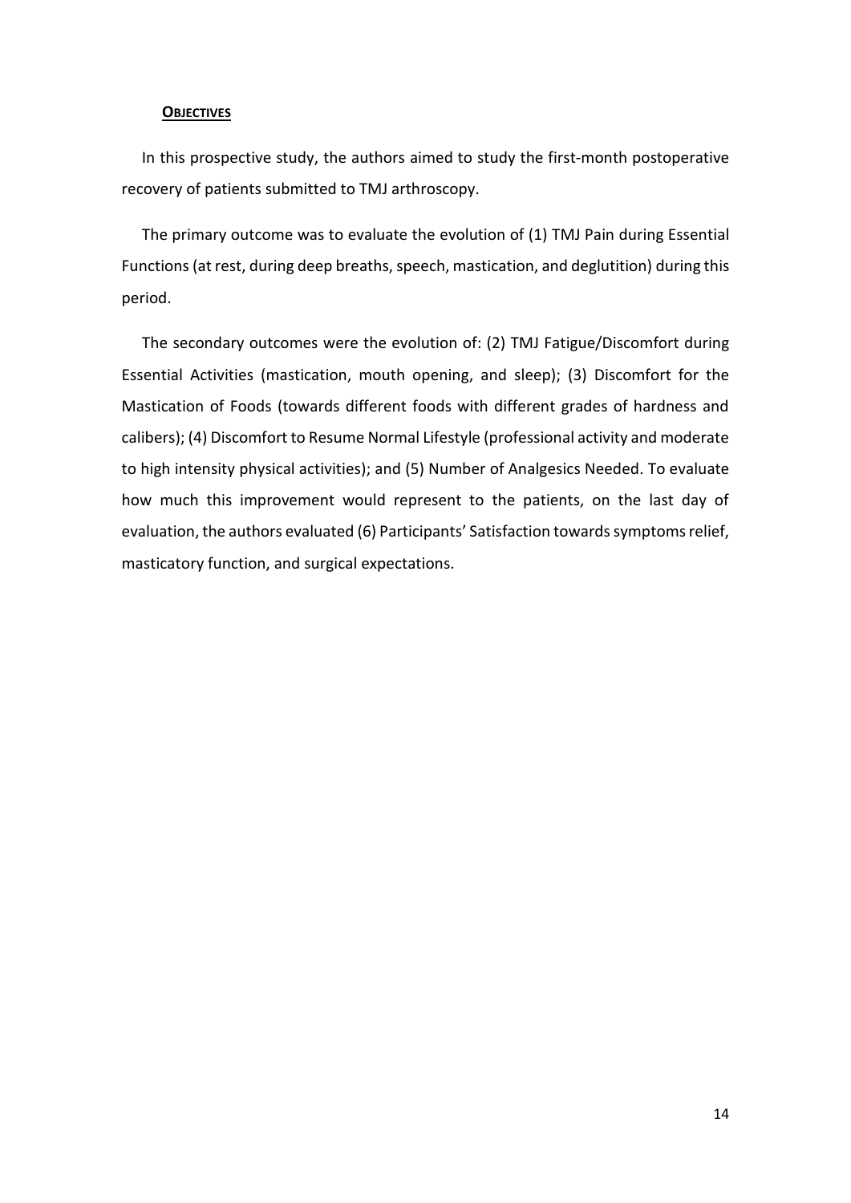## **Objectives**

In this prospective study, the authors aimed to study the first-month postoperative recovery of patients submitted to TMJ arthroscopy.

The primary outcome was to evaluate the evolution of (1) TMJ Pain during Essential Functions (at rest, during deep breaths, speech, mastication, and deglutition) during this period.

The secondary outcomes were the evolution of: (2) TMJ Fatigue/Discomfort during Essential Activities (mastication, mouth opening, and sleep); (3) Discomfort for the Mastication of Foods (towards different foods with different grades of hardness and calibers); (4) Discomfort to Resume Normal Lifestyle (professional activity and moderate to high intensity physical activities); and (5) Number of Analgesics Needed. To evaluate how much this improvement would represent to the patients, on the last day of evaluation, the authors evaluated (6) Participants' Satisfaction towards symptoms relief, masticatory function, and surgical expectations.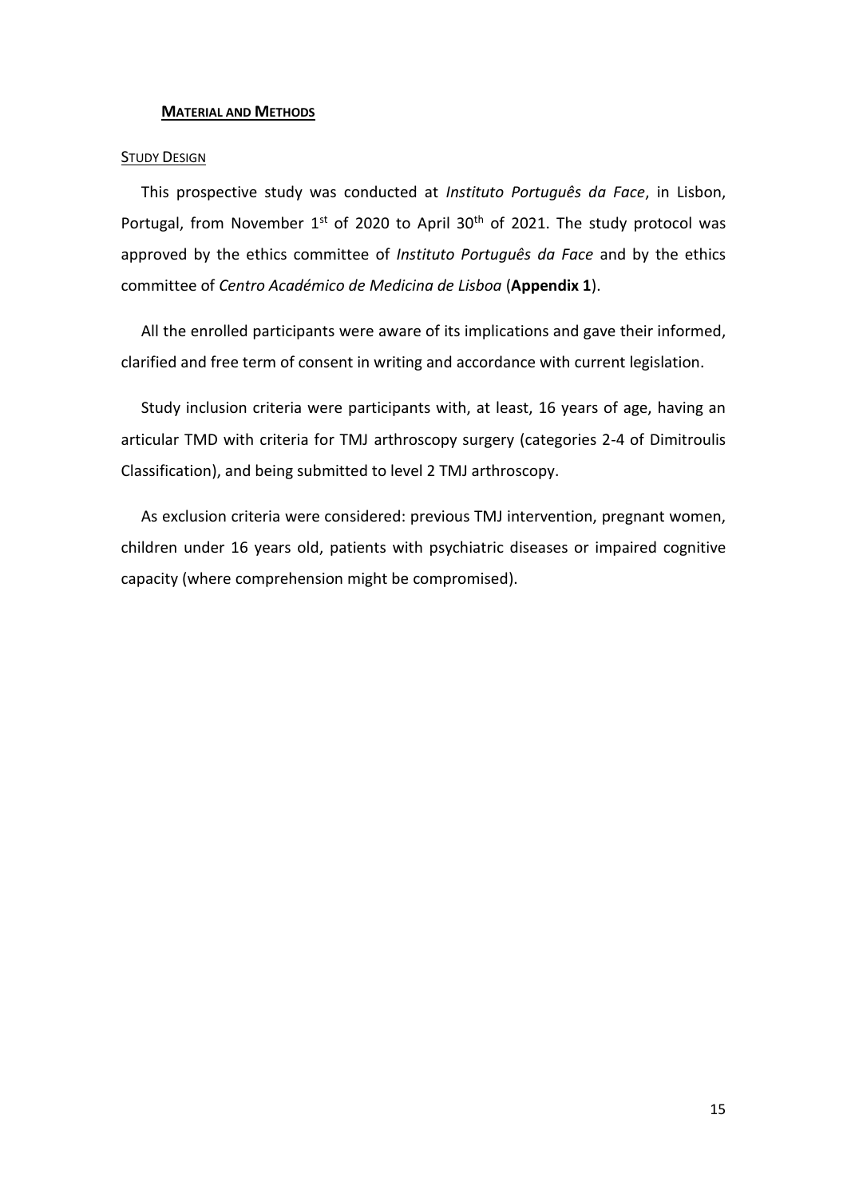## **MATERIAL AND METHODS**

### STUDY DESIGN

This prospective study was conducted at *Instituto Português da Face*, in Lisbon, Portugal, from November 1st of 2020 to April 30th of 2021. The study protocol was approved by the ethics committee of *Instituto Português da Face* and by the ethics committee of *Centro Académico de Medicina de Lisboa* (**Appendix 1**).

All the enrolled participants were aware of its implications and gave their informed, clarified and free term of consent in writing and accordance with current legislation.

Study inclusion criteria were participants with, at least, 16 years of age, having an articular TMD with criteria for TMJ arthroscopy surgery (categories 2-4 of Dimitroulis Classification), and being submitted to level 2 TMJ arthroscopy.

As exclusion criteria were considered: previous TMJ intervention, pregnant women, children under 16 years old, patients with psychiatric diseases or impaired cognitive capacity (where comprehension might be compromised).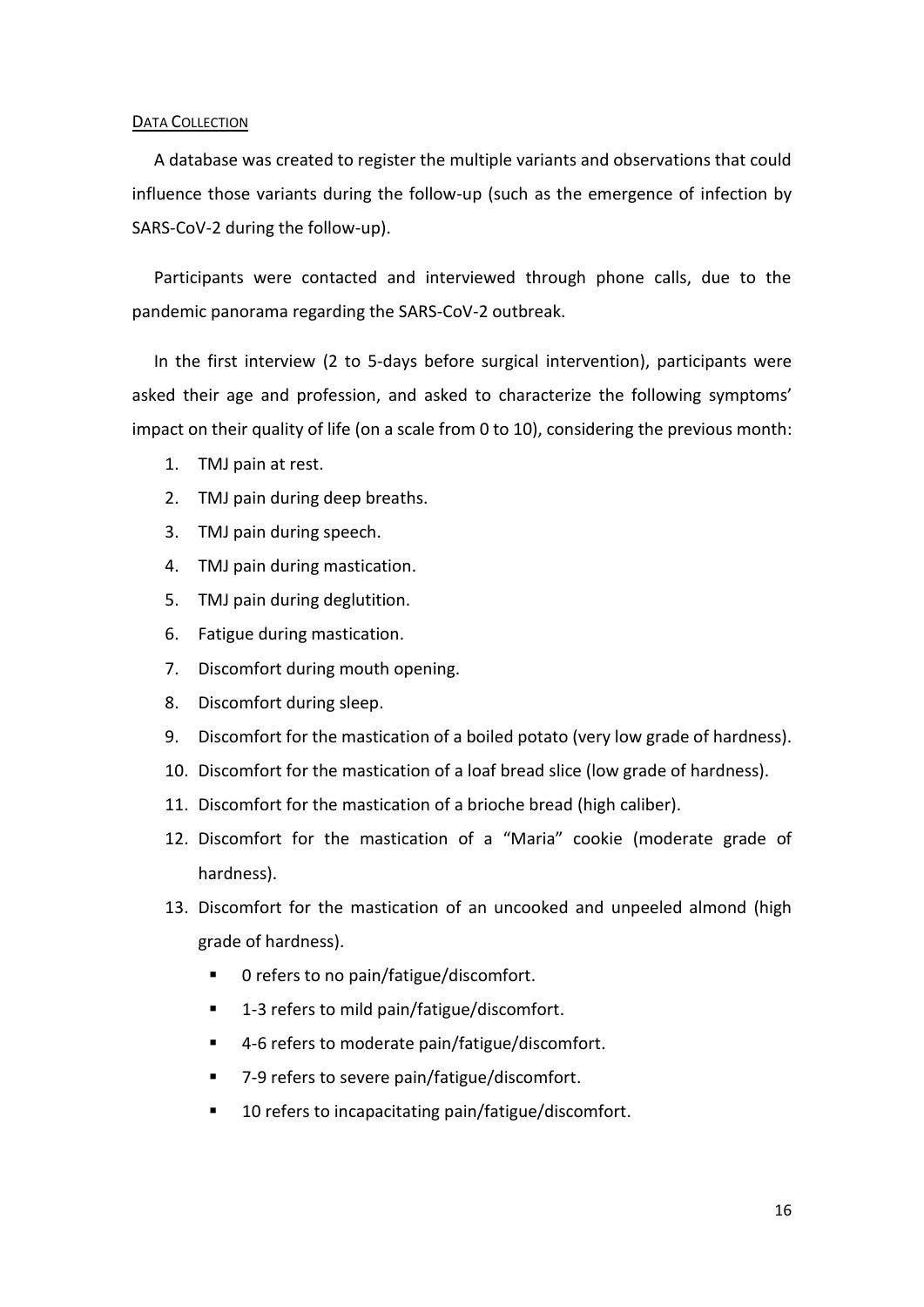## Data Collection

A database was created to register the multiple variants and observations that could influence those variants during the follow-up (such as the emergence of infection by SARS-CoV-2 during the follow-up).

Participants were contacted and interviewed through phone calls, due to the pandemic panorama regarding the SARS-CoV-2 outbreak.

In the first interview (2 to 5-days before surgical intervention), participants were asked their age and profession, and asked to characterize the following symptoms' impact on their quality of life (on a scale from 0 to 10), considering the previous month:

1. TMJ pain at rest.
2. TMJ pain during deep breaths.
3. TMJ pain during speech.
4. TMJ pain during mastication.
5. TMJ pain during deglutition.
6. Fatigue during mastication.
7. Discomfort during mouth opening.
8. Discomfort during sleep.
9. Discomfort for the mastication of a boiled potato (very low grade of hardness).
10. Discomfort for the mastication of a loaf bread slice (low grade of hardness).
11. Discomfort for the mastication of a brioche bread (high caliber).
12. Discomfort for the mastication of a "Maria" cookie (moderate grade of hardness).
13. Discomfort for the mastication of an uncooked and unpeeled almond (high grade of hardness).
    - 0 refers to no pain/fatigue/discomfort.
    - 1-3 refers to mild pain/fatigue/discomfort.
    - 4-6 refers to moderate pain/fatigue/discomfort.
    - 7-9 refers to severe pain/fatigue/discomfort.
    - 10 refers to incapacitating pain/fatigue/discomfort.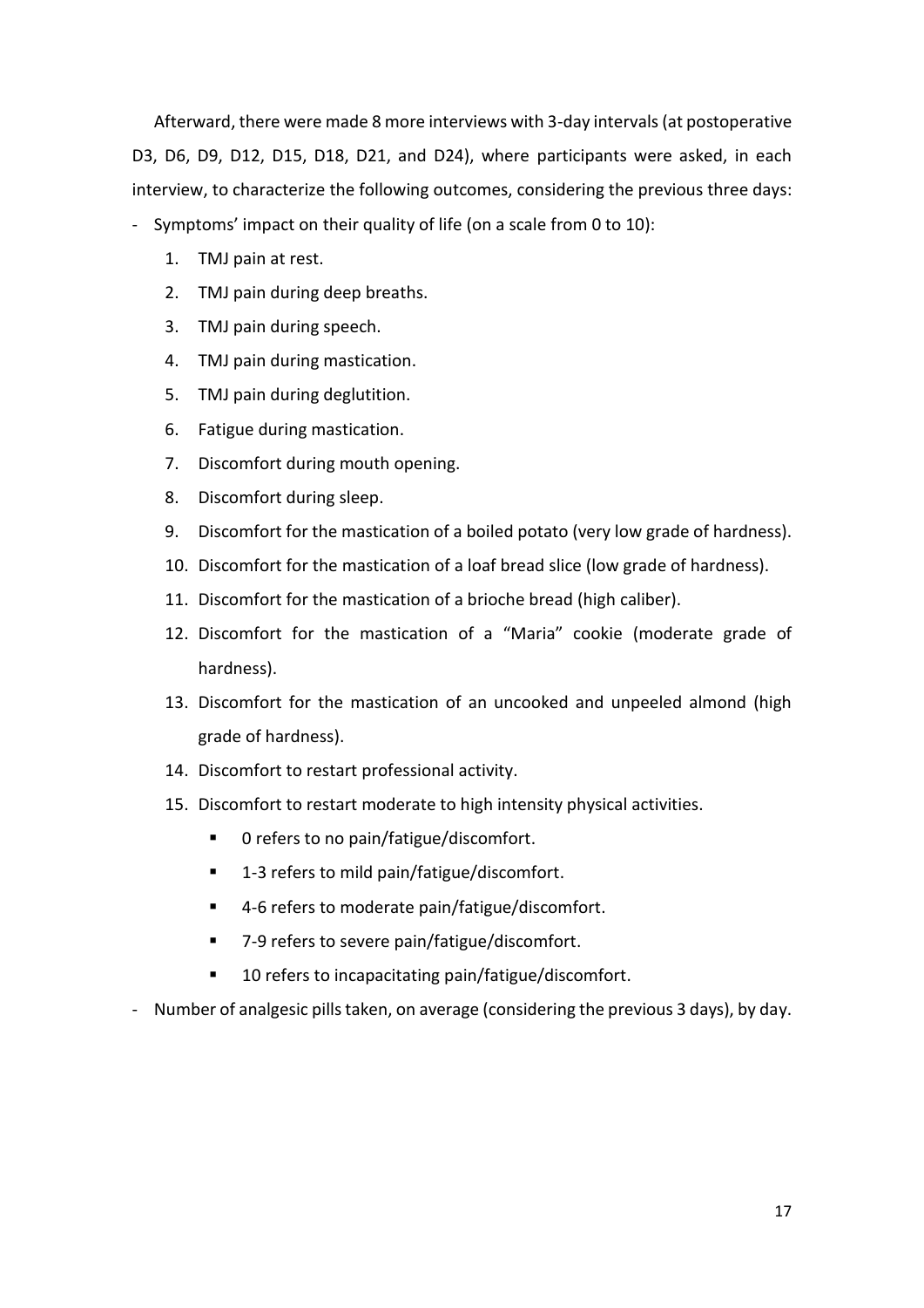Afterward, there were made 8 more interviews with 3-day intervals (at postoperative D3, D6, D9, D12, D15, D18, D21, and D24), where participants were asked, in each interview, to characterize the following outcomes, considering the previous three days:

- Symptoms' impact on their quality of life (on a scale from 0 to 10):
    1. TMJ pain at rest.
    2. TMJ pain during deep breaths.
    3. TMJ pain during speech.
    4. TMJ pain during mastication.
    5. TMJ pain during deglutition.
    6. Fatigue during mastication.
    7. Discomfort during mouth opening.
    8. Discomfort during sleep.
    9. Discomfort for the mastication of a boiled potato (very low grade of hardness).
    10. Discomfort for the mastication of a loaf bread slice (low grade of hardness).
    11. Discomfort for the mastication of a brioche bread (high caliber).
    12. Discomfort for the mastication of a "Maria" cookie (moderate grade of hardness).
    13. Discomfort for the mastication of an uncooked and unpeeled almond (high grade of hardness).
    14. Discomfort to restart professional activity.
    15. Discomfort to restart moderate to high intensity physical activities.
        - 0 refers to no pain/fatigue/discomfort.
        - 1-3 refers to mild pain/fatigue/discomfort.
        - 4-6 refers to moderate pain/fatigue/discomfort.
        - 7-9 refers to severe pain/fatigue/discomfort.
        - 10 refers to incapacitating pain/fatigue/discomfort.
- Number of analgesic pills taken, on average (considering the previous 3 days), by day.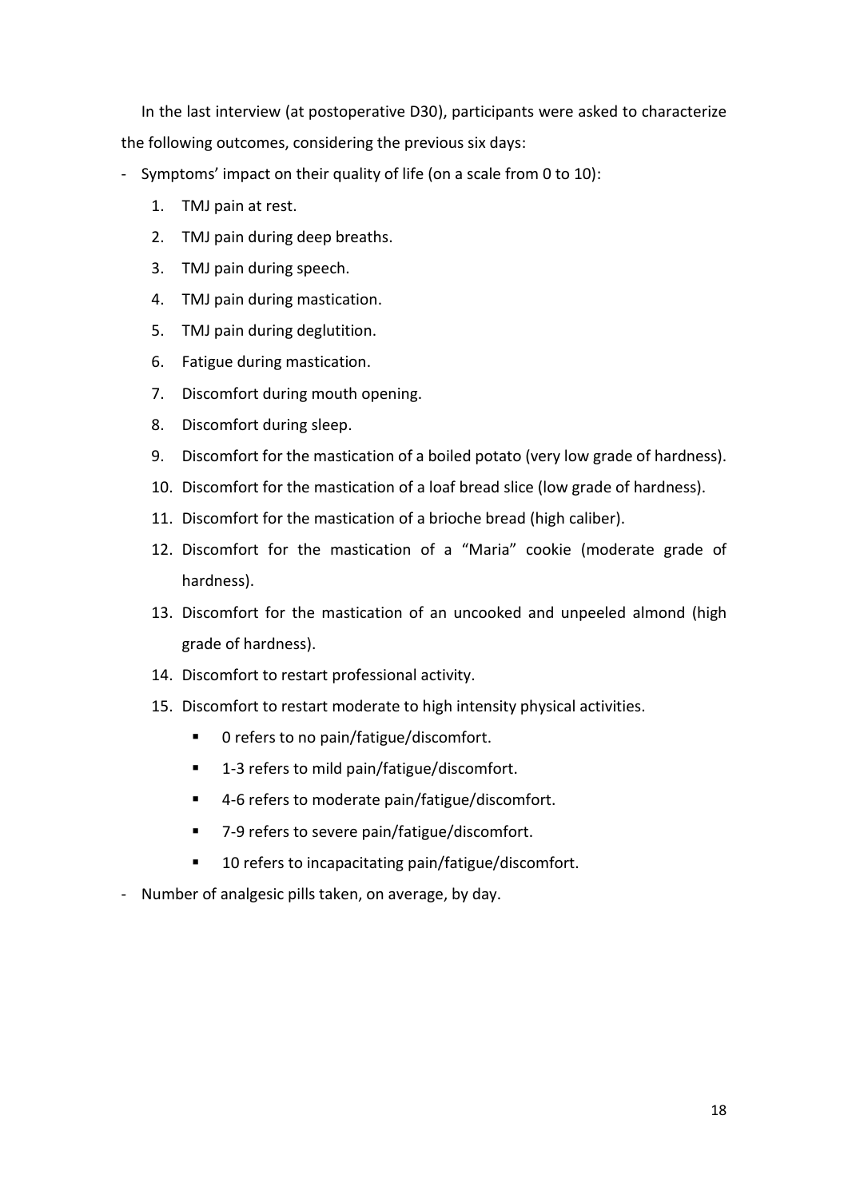In the last interview (at postoperative D30), participants were asked to characterize the following outcomes, considering the previous six days:

- Symptoms' impact on their quality of life (on a scale from 0 to 10):
    1. TMJ pain at rest.
    2. TMJ pain during deep breaths.
    3. TMJ pain during speech.
    4. TMJ pain during mastication.
    5. TMJ pain during deglutition.
    6. Fatigue during mastication.
    7. Discomfort during mouth opening.
    8. Discomfort during sleep.
    9. Discomfort for the mastication of a boiled potato (very low grade of hardness).
    10. Discomfort for the mastication of a loaf bread slice (low grade of hardness).
    11. Discomfort for the mastication of a brioche bread (high caliber).
    12. Discomfort for the mastication of a "Maria" cookie (moderate grade of hardness).
    13. Discomfort for the mastication of an uncooked and unpeeled almond (high grade of hardness).
    14. Discomfort to restart professional activity.
    15. Discomfort to restart moderate to high intensity physical activities.
        - 0 refers to no pain/fatigue/discomfort.
        - 1-3 refers to mild pain/fatigue/discomfort.
        - 4-6 refers to moderate pain/fatigue/discomfort.
        - 7-9 refers to severe pain/fatigue/discomfort.
        - 10 refers to incapacitating pain/fatigue/discomfort.
- Number of analgesic pills taken, on average, by day.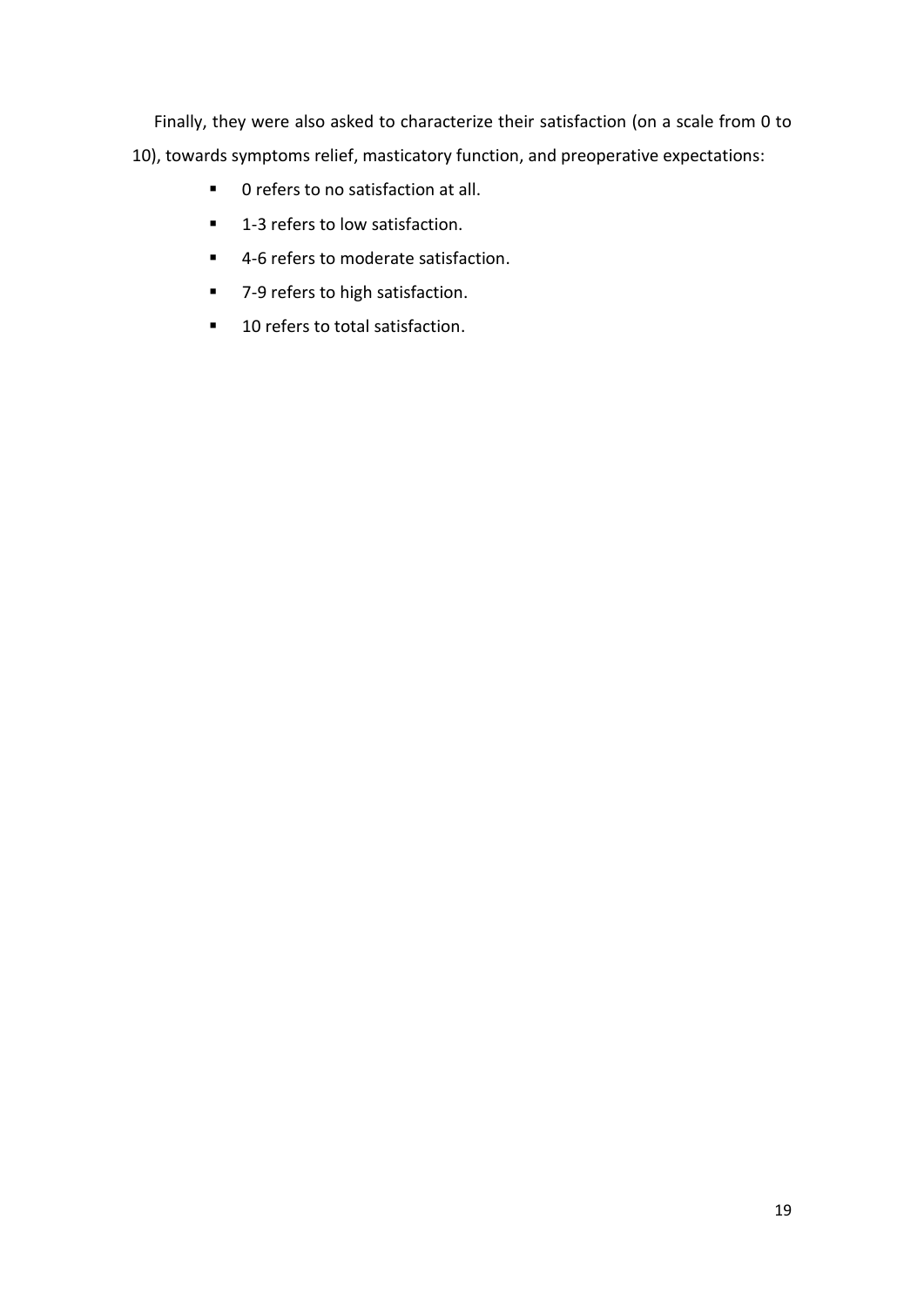Finally, they were also asked to characterize their satisfaction (on a scale from 0 to 10), towards symptoms relief, masticatory function, and preoperative expectations:

- 0 refers to no satisfaction at all.
- 1-3 refers to low satisfaction.
- 4-6 refers to moderate satisfaction.
- 7-9 refers to high satisfaction.
- 10 refers to total satisfaction.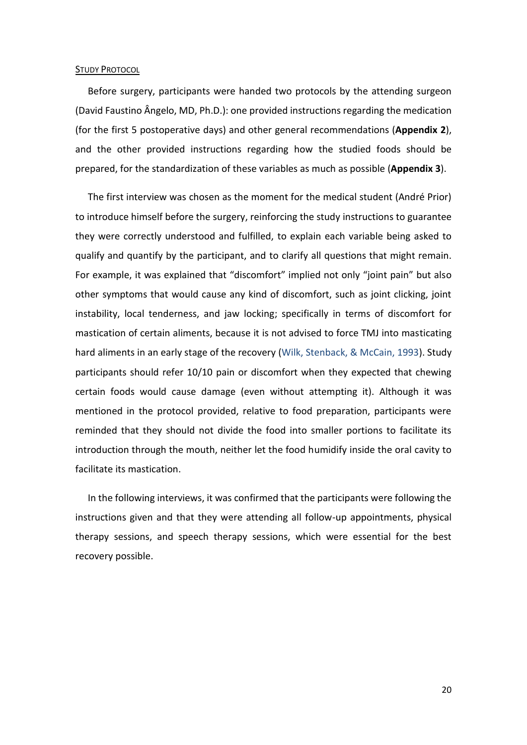## Study Protocol

Before surgery, participants were handed two protocols by the attending surgeon (David Faustino Ângelo, MD, Ph.D.): one provided instructions regarding the medication (for the first 5 postoperative days) and other general recommendations (**Appendix 2**), and the other provided instructions regarding how the studied foods should be prepared, for the standardization of these variables as much as possible (**Appendix 3**).

The first interview was chosen as the moment for the medical student (André Prior) to introduce himself before the surgery, reinforcing the study instructions to guarantee they were correctly understood and fulfilled, to explain each variable being asked to qualify and quantify by the participant, and to clarify all questions that might remain. For example, it was explained that "discomfort" implied not only "joint pain" but also other symptoms that would cause any kind of discomfort, such as joint clicking, joint instability, local tenderness, and jaw locking; specifically in terms of discomfort for mastication of certain aliments, because it is not advised to force TMJ into masticating hard aliments in an early stage of the recovery (Wilk, Stenback, & McCain, 1993). Study participants should refer 10/10 pain or discomfort when they expected that chewing certain foods would cause damage (even without attempting it). Although it was mentioned in the protocol provided, relative to food preparation, participants were reminded that they should not divide the food into smaller portions to facilitate its introduction through the mouth, neither let the food humidify inside the oral cavity to facilitate its mastication.

In the following interviews, it was confirmed that the participants were following the instructions given and that they were attending all follow-up appointments, physical therapy sessions, and speech therapy sessions, which were essential for the best recovery possible.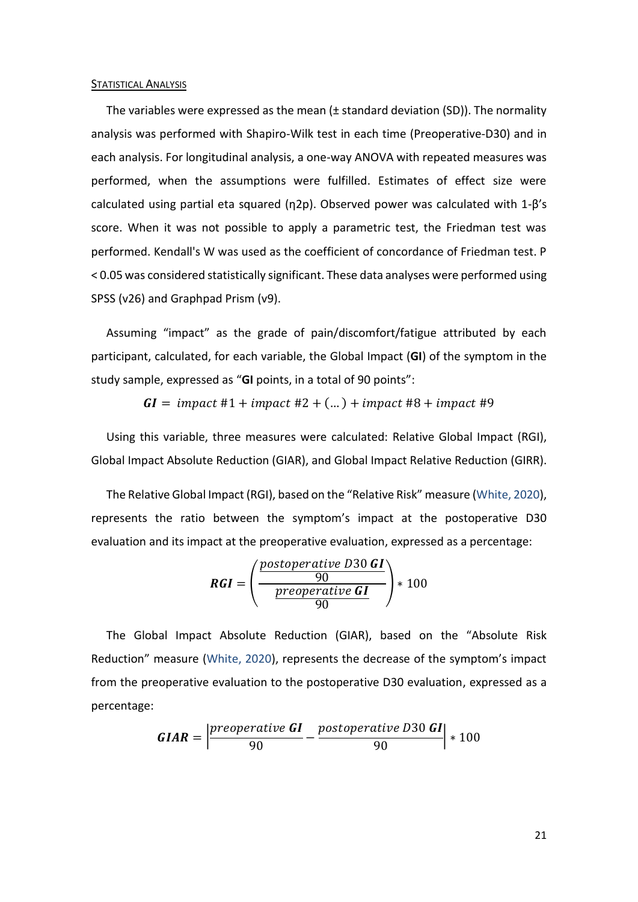### STATISTICAL ANALYSIS

The variables were expressed as the mean (± standard deviation (SD)). The normality analysis was performed with Shapiro-Wilk test in each time (Preoperative-D30) and in each analysis. For longitudinal analysis, a one-way ANOVA with repeated measures was performed, when the assumptions were fulfilled. Estimates of effect size were calculated using partial eta squared ($\eta 2p$). Observed power was calculated with 1-β's score. When it was not possible to apply a parametric test, the Friedman test was performed. Kendall's W was used as the coefficient of concordance of Friedman test. $P < 0.05$ was considered statistically significant. These data analyses were performed using SPSS (v26) and Graphpad Prism (v9).

Assuming "impact" as the grade of pain/discomfort/fatigue attributed by each participant, calculated, for each variable, the Global Impact (**GI**) of the symptom in the study sample, expressed as "**GI** points, in a total of 90 points":

$$\boldsymbol{GI} = impact\ \#1 + impact\ \#2 + (\ldots) + impact\ \#8 + impact\ \#9$$

Using this variable, three measures were calculated: Relative Global Impact (RGI), Global Impact Absolute Reduction (GIAR), and Global Impact Relative Reduction (GIRR).

The Relative Global Impact (RGI), based on the "Relative Risk" measure (White, 2020), represents the ratio between the symptom's impact at the postoperative D30 evaluation and its impact at the preoperative evaluation, expressed as a percentage:

$$\boldsymbol{RGI} = \left( \frac{\frac{postoperative\ D30\ \boldsymbol{GI}}{90}}{\frac{preoperative\ \boldsymbol{GI}}{90}} \right) * 100$$

The Global Impact Absolute Reduction (GIAR), based on the "Absolute Risk Reduction" measure (White, 2020), represents the decrease of the symptom's impact from the preoperative evaluation to the postoperative D30 evaluation, expressed as a percentage:

$$\boldsymbol{GIAR} = \left| \frac{preoperative\ \boldsymbol{GI}}{90} - \frac{postoperative\ D30\ \boldsymbol{GI}}{90} \right| * 100$$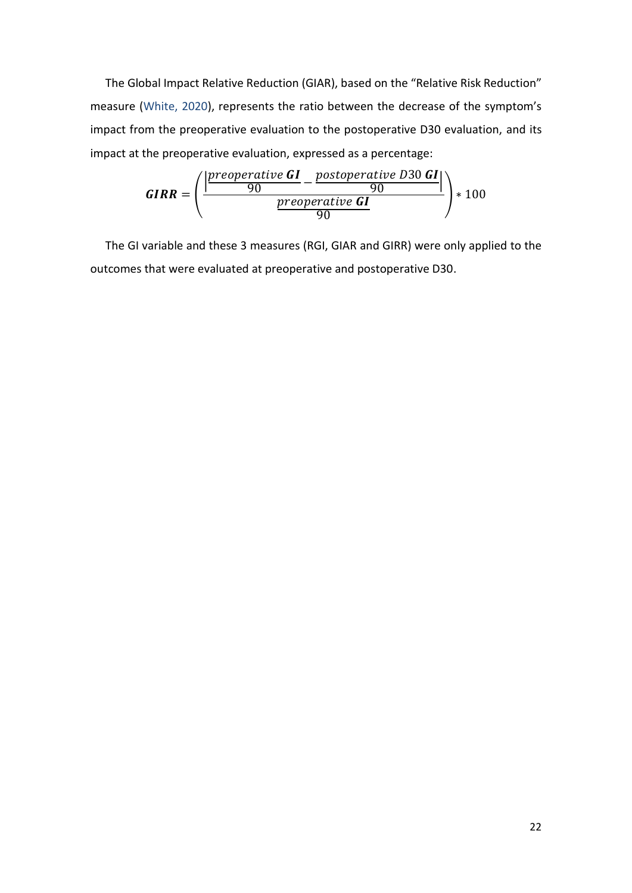The Global Impact Relative Reduction (GIAR), based on the "Relative Risk Reduction" measure (White, 2020), represents the ratio between the decrease of the symptom's impact from the preoperative evaluation to the postoperative D30 evaluation, and its impact at the preoperative evaluation, expressed as a percentage:

$$\boldsymbol{GIRR} = \left( \frac{\left| \frac{preoperative\ \boldsymbol{GI}}{90} - \frac{postoperative\ D30\ \boldsymbol{GI}}{90} \right|}{\frac{preoperative\ \boldsymbol{GI}}{90}} \right) * 100$$

The GI variable and these 3 measures (RGI, GIAR and GIRR) were only applied to the outcomes that were evaluated at preoperative and postoperative D30.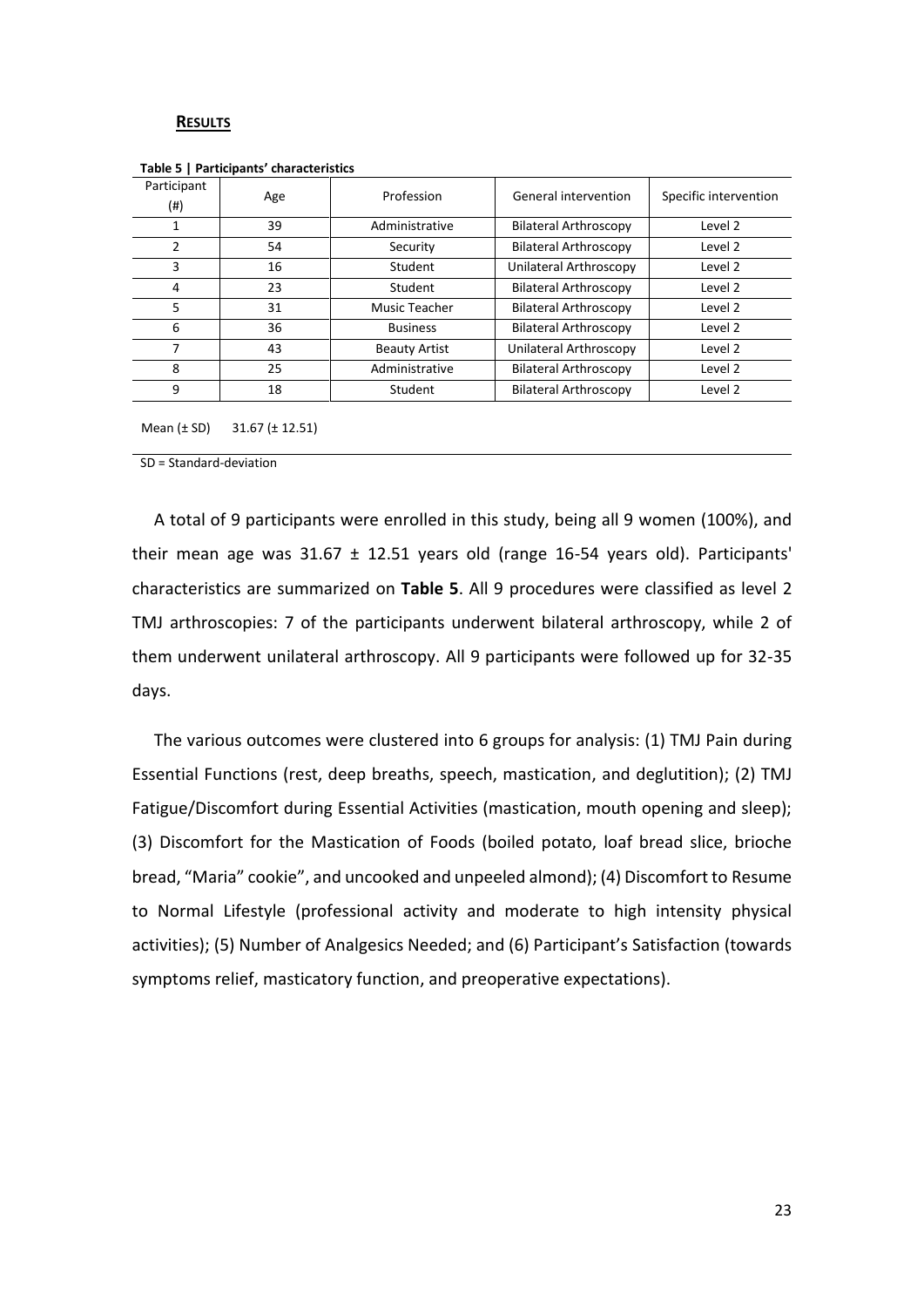## **RESULTS**

**Table 5 | Participants' characteristics**

| Participant (#) | Age | Profession | General intervention | Specific intervention |
|---|---|---|---|---|
| 1 | 39 | Administrative | Bilateral Arthroscopy | Level 2 |
| 2 | 54 | Security | Bilateral Arthroscopy | Level 2 |
| 3 | 16 | Student | Unilateral Arthroscopy | Level 2 |
| 4 | 23 | Student | Bilateral Arthroscopy | Level 2 |
| 5 | 31 | Music Teacher | Bilateral Arthroscopy | Level 2 |
| 6 | 36 | Business | Bilateral Arthroscopy | Level 2 |
| 7 | 43 | Beauty Artist | Unilateral Arthroscopy | Level 2 |
| 8 | 25 | Administrative | Bilateral Arthroscopy | Level 2 |
| 9 | 18 | Student | Bilateral Arthroscopy | Level 2 |
| Mean (± SD) | 31.67 (± 12.51) | | | |

SD = Standard-deviation

A total of 9 participants were enrolled in this study, being all 9 women (100%), and their mean age was 31.67 ± 12.51 years old (range 16-54 years old). Participants' characteristics are summarized on **Table 5**. All 9 procedures were classified as level 2 TMJ arthroscopies: 7 of the participants underwent bilateral arthroscopy, while 2 of them underwent unilateral arthroscopy. All 9 participants were followed up for 32-35 days.

The various outcomes were clustered into 6 groups for analysis: (1) TMJ Pain during Essential Functions (rest, deep breaths, speech, mastication, and deglutition); (2) TMJ Fatigue/Discomfort during Essential Activities (mastication, mouth opening and sleep); (3) Discomfort for the Mastication of Foods (boiled potato, loaf bread slice, brioche bread, "Maria" cookie", and uncooked and unpeeled almond); (4) Discomfort to Resume to Normal Lifestyle (professional activity and moderate to high intensity physical activities); (5) Number of Analgesics Needed; and (6) Participant's Satisfaction (towards symptoms relief, masticatory function, and preoperative expectations).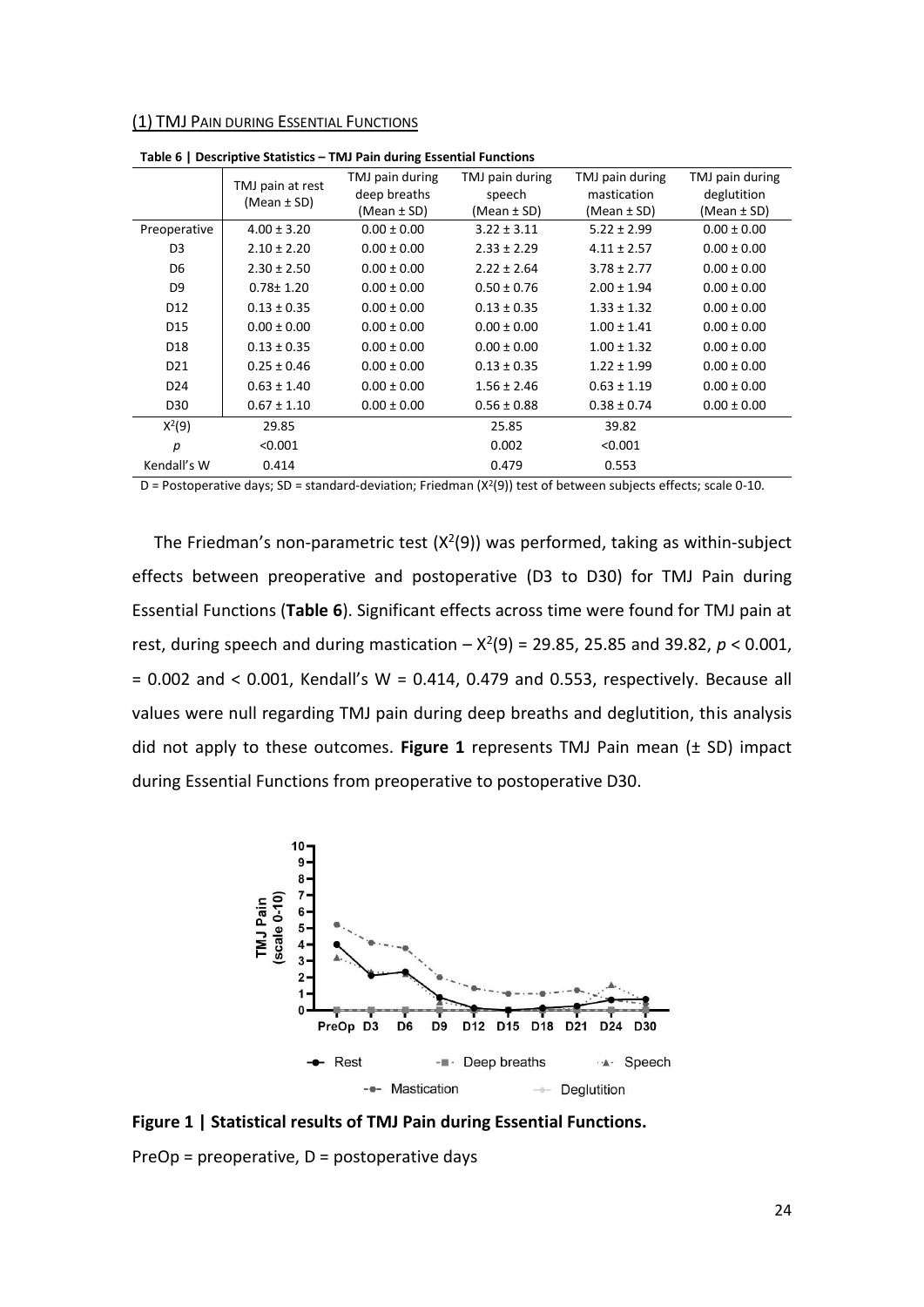(1) TMJ PAIN DURING ESSENTIAL FUNCTIONS

**Table 6 | Descriptive Statistics – TMJ Pain during Essential Functions**

| | TMJ pain at rest (Mean ± SD) | TMJ pain during deep breaths (Mean ± SD) | TMJ pain during speech (Mean ± SD) | TMJ pain during mastication (Mean ± SD) | TMJ pain during deglutition (Mean ± SD) |
|---|---|---|---|---|---|
| Preoperative | 4.00 ± 3.20 | 0.00 ± 0.00 | 3.22 ± 3.11 | 5.22 ± 2.99 | 0.00 ± 0.00 |
| D3 | 2.10 ± 2.20 | 0.00 ± 0.00 | 2.33 ± 2.29 | 4.11 ± 2.57 | 0.00 ± 0.00 |
| D6 | 2.30 ± 2.50 | 0.00 ± 0.00 | 2.22 ± 2.64 | 3.78 ± 2.77 | 0.00 ± 0.00 |
| D9 | 0.78± 1.20 | 0.00 ± 0.00 | 0.50 ± 0.76 | 2.00 ± 1.94 | 0.00 ± 0.00 |
| D12 | 0.13 ± 0.35 | 0.00 ± 0.00 | 0.13 ± 0.35 | 1.33 ± 1.32 | 0.00 ± 0.00 |
| D15 | 0.00 ± 0.00 | 0.00 ± 0.00 | 0.00 ± 0.00 | 1.00 ± 1.41 | 0.00 ± 0.00 |
| D18 | 0.13 ± 0.35 | 0.00 ± 0.00 | 0.00 ± 0.00 | 1.00 ± 1.32 | 0.00 ± 0.00 |
| D21 | 0.25 ± 0.46 | 0.00 ± 0.00 | 0.13 ± 0.35 | 1.22 ± 1.99 | 0.00 ± 0.00 |
| D24 | 0.63 ± 1.40 | 0.00 ± 0.00 | 1.56 ± 2.46 | 0.63 ± 1.19 | 0.00 ± 0.00 |
| D30 | 0.67 ± 1.10 | 0.00 ± 0.00 | 0.56 ± 0.88 | 0.38 ± 0.74 | 0.00 ± 0.00 |
| $X^2(9)$ | 29.85 | | 25.85 | 39.82 | |
| *p* | <0.001 | | 0.002 | <0.001 | |
| Kendall's W | 0.414 | | 0.479 | 0.553 | |

D = Postoperative days; SD = standard-deviation; Friedman ($X^2(9)$) test of between subjects effects; scale 0-10.

The Friedman's non-parametric test ($X^2(9)$) was performed, taking as within-subject effects between preoperative and postoperative (D3 to D30) for TMJ Pain during Essential Functions (**Table 6**). Significant effects across time were found for TMJ pain at rest, during speech and during mastication – $X^2(9)$ = 29.85, 25.85 and 39.82, $p < 0.001$, = 0.002 and < 0.001, Kendall's W = 0.414, 0.479 and 0.553, respectively. Because all values were null regarding TMJ pain during deep breaths and deglutition, this analysis did not apply to these outcomes. **Figure 1** represents TMJ Pain mean (± SD) impact during Essential Functions from preoperative to postoperative D30.

**Figure 1 | Statistical results of TMJ Pain during Essential Functions.**

PreOp = preoperative, D = postoperative days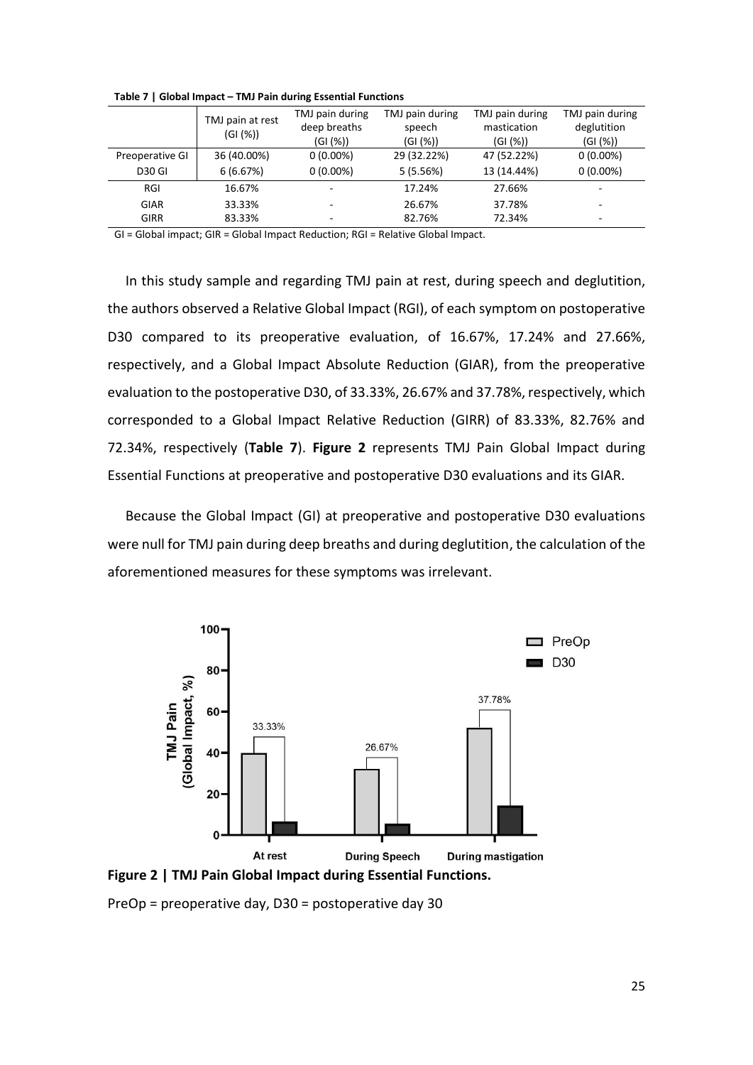**Table 7 | Global Impact – TMJ Pain during Essential Functions**

| | TMJ pain at rest (GI (%)) | TMJ pain during deep breaths (GI (%)) | TMJ pain during speech (GI (%)) | TMJ pain during mastication (GI (%)) | TMJ pain during deglutition (GI (%)) |
|---|---|---|---|---|---|
| Preoperative GI | 36 (40.00%) | 0 (0.00%) | 29 (32.22%) | 47 (52.22%) | 0 (0.00%) |
| D30 GI | 6 (6.67%) | 0 (0.00%) | 5 (5.56%) | 13 (14.44%) | 0 (0.00%) |
| RGI | 16.67% | - | 17.24% | 27.66% | - |
| GIAR | 33.33% | - | 26.67% | 37.78% | - |
| GIRR | 83.33% | - | 82.76% | 72.34% | - |

GI = Global impact; GIR = Global Impact Reduction; RGI = Relative Global Impact.

In this study sample and regarding TMJ pain at rest, during speech and deglutition, the authors observed a Relative Global Impact (RGI), of each symptom on postoperative D30 compared to its preoperative evaluation, of 16.67%, 17.24% and 27.66%, respectively, and a Global Impact Absolute Reduction (GIAR), from the preoperative evaluation to the postoperative D30, of 33.33%, 26.67% and 37.78%, respectively, which corresponded to a Global Impact Relative Reduction (GIRR) of 83.33%, 82.76% and 72.34%, respectively (**Table 7**). **Figure 2** represents TMJ Pain Global Impact during Essential Functions at preoperative and postoperative D30 evaluations and its GIAR.

Because the Global Impact (GI) at preoperative and postoperative D30 evaluations were null for TMJ pain during deep breaths and during deglutition, the calculation of the aforementioned measures for these symptoms was irrelevant.

**Figure 2 | TMJ Pain Global Impact during Essential Functions.**

PreOp = preoperative day, D30 = postoperative day 30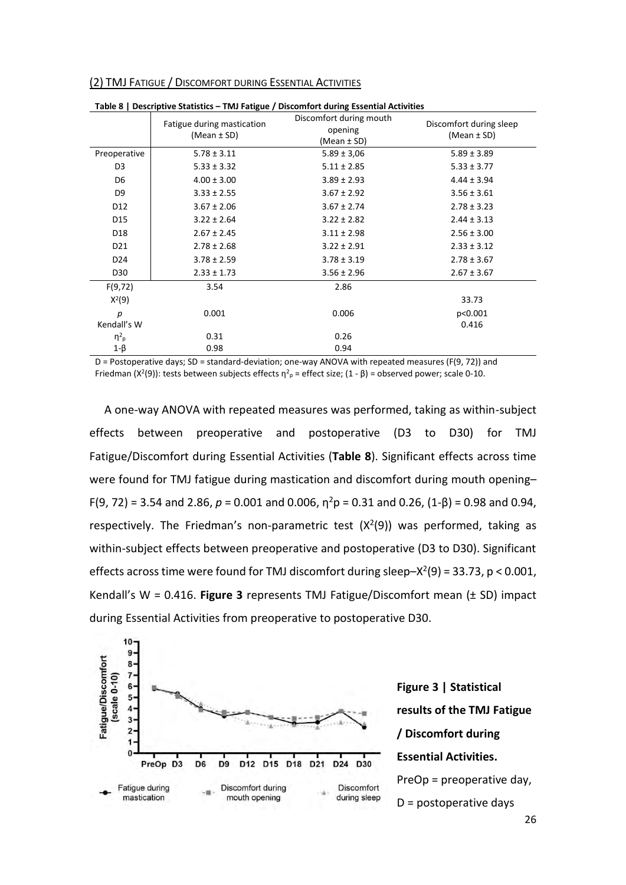## (2) TMJ Fatigue / Discomfort during Essential Activities

**Table 8 | Descriptive Statistics – TMJ Fatigue / Discomfort during Essential Activities**

| | Fatigue during mastication (Mean ± SD) | Discomfort during mouth opening (Mean ± SD) | Discomfort during sleep (Mean ± SD) |
|---|---|---|---|
| Preoperative | 5.78 ± 3.11 | 5.89 ± 3,06 | 5.89 ± 3.89 |
| D3 | 5.33 ± 3.32 | 5.11 ± 2.85 | 5.33 ± 3.77 |
| D6 | 4.00 ± 3.00 | 3.89 ± 2.93 | 4.44 ± 3.94 |
| D9 | 3.33 ± 2.55 | 3.67 ± 2.92 | 3.56 ± 3.61 |
| D12 | 3.67 ± 2.06 | 3.67 ± 2.74 | 2.78 ± 3.23 |
| D15 | 3.22 ± 2.64 | 3.22 ± 2.82 | 2.44 ± 3.13 |
| D18 | 2.67 ± 2.45 | 3.11 ± 2.98 | 2.56 ± 3.00 |
| D21 | 2.78 ± 2.68 | 3.22 ± 2.91 | 2.33 ± 3.12 |
| D24 | 3.78 ± 2.59 | 3.78 ± 3.19 | 2.78 ± 3.67 |
| D30 | 2.33 ± 1.73 | 3.56 ± 2.96 | 2.67 ± 3.67 |
| F(9,72) | 3.54 | 2.86 | |
| $X^2(9)$ | | | 33.73 |
| *p* | 0.001 | 0.006 | p<0.001 |
| Kendall's W | | | 0.416 |
| $\eta^2_p$ | 0.31 | 0.26 | |
| 1-β | 0.98 | 0.94 | |

D = Postoperative days; SD = standard-deviation; one-way ANOVA with repeated measures (F(9, 72)) and Friedman ($X^2(9)$): tests between subjects effects $\eta^2_p$ = effect size; (1 - β) = observed power; scale 0-10.

A one-way ANOVA with repeated measures was performed, taking as within-subject effects between preoperative and postoperative (D3 to D30) for TMJ Fatigue/Discomfort during Essential Activities (**Table 8**). Significant effects across time were found for TMJ fatigue during mastication and discomfort during mouth opening– $F(9, 72) = 3.54$ and 2.86, $p = 0.001$ and 0.006, $\eta^2p = 0.31$ and 0.26, $(1\text{-}\beta) = 0.98$ and 0.94, respectively. The Friedman's non-parametric test ($X^2(9)$) was performed, taking as within-subject effects between preoperative and postoperative (D3 to D30). Significant effects across time were found for TMJ discomfort during sleep–$X^2(9) = 33.73$, $p < 0.001$, Kendall's W = 0.416. **Figure 3** represents TMJ Fatigue/Discomfort mean (± SD) impact during Essential Activities from preoperative to postoperative D30.

**Figure 3 | Statistical results of the TMJ Fatigue / Discomfort during Essential Activities.** PreOp = preoperative day, D = postoperative days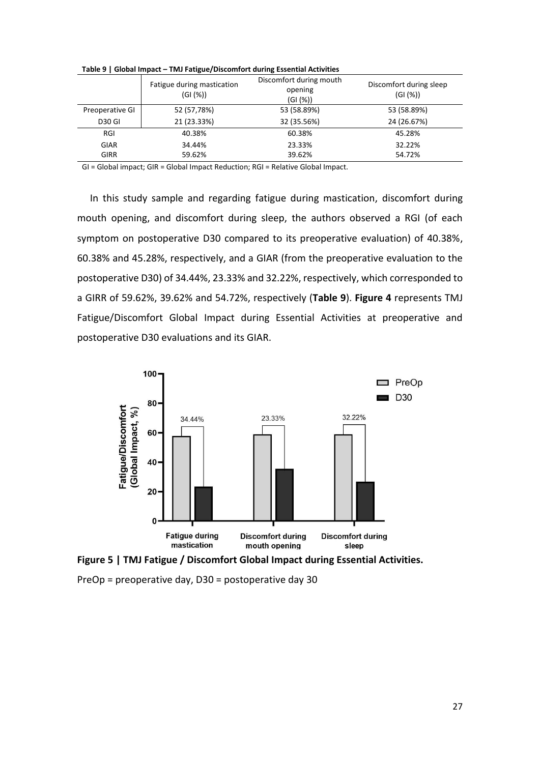**Table 9 | Global Impact – TMJ Fatigue/Discomfort during Essential Activities**

| | Fatigue during mastication (GI (%)) | Discomfort during mouth opening (GI (%)) | Discomfort during sleep (GI (%)) |
|---|---|---|---|
| Preoperative GI | 52 (57,78%) | 53 (58.89%) | 53 (58.89%) |
| D30 GI | 21 (23.33%) | 32 (35.56%) | 24 (26.67%) |
| RGI | 40.38% | 60.38% | 45.28% |
| GIAR | 34.44% | 23.33% | 32.22% |
| GIRR | 59.62% | 39.62% | 54.72% |

GI = Global impact; GIR = Global Impact Reduction; RGI = Relative Global Impact.

In this study sample and regarding fatigue during mastication, discomfort during mouth opening, and discomfort during sleep, the authors observed a RGI (of each symptom on postoperative D30 compared to its preoperative evaluation) of 40.38%, 60.38% and 45.28%, respectively, and a GIAR (from the preoperative evaluation to the postoperative D30) of 34.44%, 23.33% and 32.22%, respectively, which corresponded to a GIRR of 59.62%, 39.62% and 54.72%, respectively (**Table 9**). **Figure 4** represents TMJ Fatigue/Discomfort Global Impact during Essential Activities at preoperative and postoperative D30 evaluations and its GIAR.

**Figure 5 | TMJ Fatigue / Discomfort Global Impact during Essential Activities.**

PreOp = preoperative day, D30 = postoperative day 30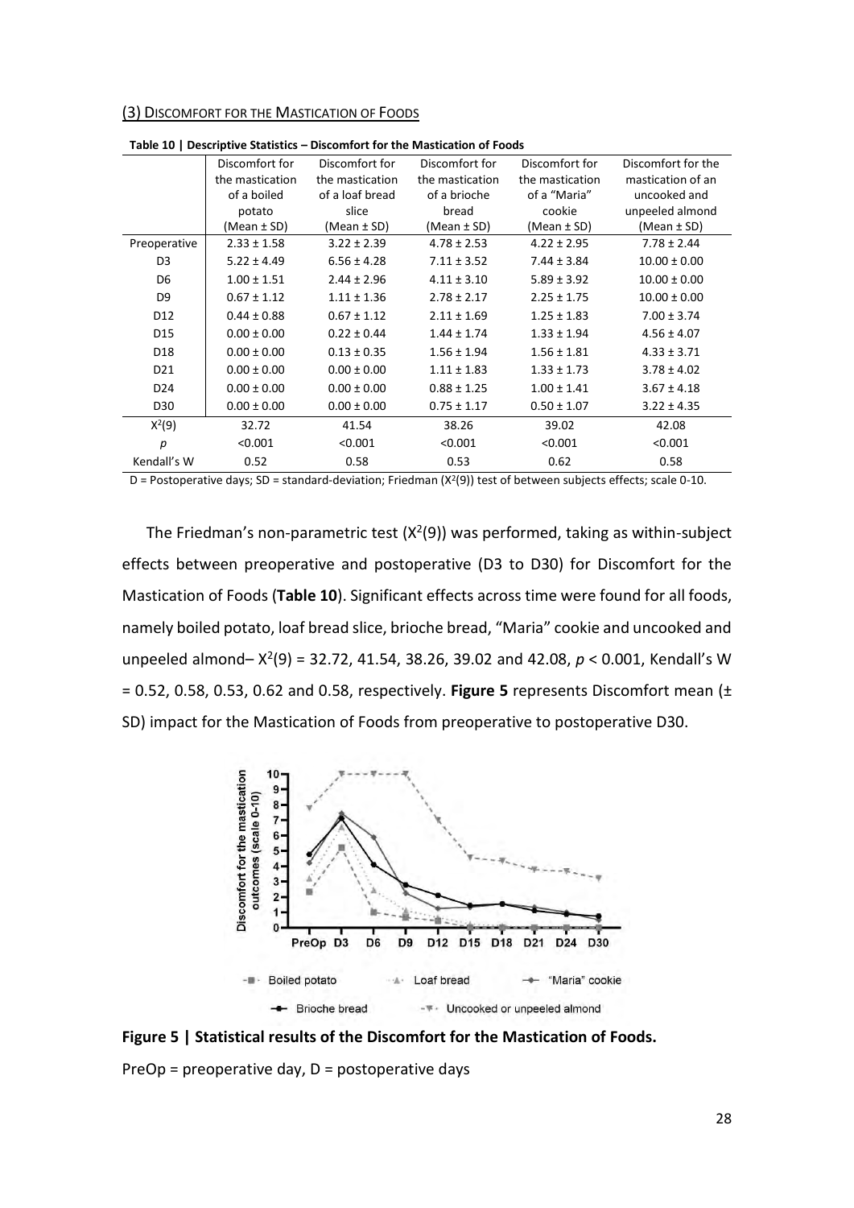### (3) Discomfort for the Mastication of Foods

**Table 10 | Descriptive Statistics – Discomfort for the Mastication of Foods**

| | Discomfort for the mastication of a boiled potato (Mean ± SD) | Discomfort for the mastication of a loaf bread slice (Mean ± SD) | Discomfort for the mastication of a brioche bread (Mean ± SD) | Discomfort for the mastication of a "Maria" cookie (Mean ± SD) | Discomfort for the mastication of an uncooked and unpeeled almond (Mean ± SD) |
|---|---|---|---|---|---|
| Preoperative | 2.33 ± 1.58 | 3.22 ± 2.39 | 4.78 ± 2.53 | 4.22 ± 2.95 | 7.78 ± 2.44 |
| D3 | 5.22 ± 4.49 | 6.56 ± 4.28 | 7.11 ± 3.52 | 7.44 ± 3.84 | 10.00 ± 0.00 |
| D6 | 1.00 ± 1.51 | 2.44 ± 2.96 | 4.11 ± 3.10 | 5.89 ± 3.92 | 10.00 ± 0.00 |
| D9 | 0.67 ± 1.12 | 1.11 ± 1.36 | 2.78 ± 2.17 | 2.25 ± 1.75 | 10.00 ± 0.00 |
| D12 | 0.44 ± 0.88 | 0.67 ± 1.12 | 2.11 ± 1.69 | 1.25 ± 1.83 | 7.00 ± 3.74 |
| D15 | 0.00 ± 0.00 | 0.22 ± 0.44 | 1.44 ± 1.74 | 1.33 ± 1.94 | 4.56 ± 4.07 |
| D18 | 0.00 ± 0.00 | 0.13 ± 0.35 | 1.56 ± 1.94 | 1.56 ± 1.81 | 4.33 ± 3.71 |
| D21 | 0.00 ± 0.00 | 0.00 ± 0.00 | 1.11 ± 1.83 | 1.33 ± 1.73 | 3.78 ± 4.02 |
| D24 | 0.00 ± 0.00 | 0.00 ± 0.00 | 0.88 ± 1.25 | 1.00 ± 1.41 | 3.67 ± 4.18 |
| D30 | 0.00 ± 0.00 | 0.00 ± 0.00 | 0.75 ± 1.17 | 0.50 ± 1.07 | 3.22 ± 4.35 |
| $X^2(9)$ | 32.72 | 41.54 | 38.26 | 39.02 | 42.08 |
| $p$ | <0.001 | <0.001 | <0.001 | <0.001 | <0.001 |
| Kendall's W | 0.52 | 0.58 | 0.53 | 0.62 | 0.58 |

D = Postoperative days; SD = standard-deviation; Friedman ($X^2(9)$) test of between subjects effects; scale 0-10.

The Friedman's non-parametric test ($X^2(9)$) was performed, taking as within-subject effects between preoperative and postoperative (D3 to D30) for Discomfort for the Mastication of Foods (**Table 10**). Significant effects across time were found for all foods, namely boiled potato, loaf bread slice, brioche bread, "Maria" cookie and uncooked and unpeeled almond– $X^2(9)$ = 32.72, 41.54, 38.26, 39.02 and 42.08, $p < 0.001$, Kendall's W = 0.52, 0.58, 0.53, 0.62 and 0.58, respectively. **Figure 5** represents Discomfort mean (± SD) impact for the Mastication of Foods from preoperative to postoperative D30.

**Figure 5 | Statistical results of the Discomfort for the Mastication of Foods.**

PreOp = preoperative day, D = postoperative days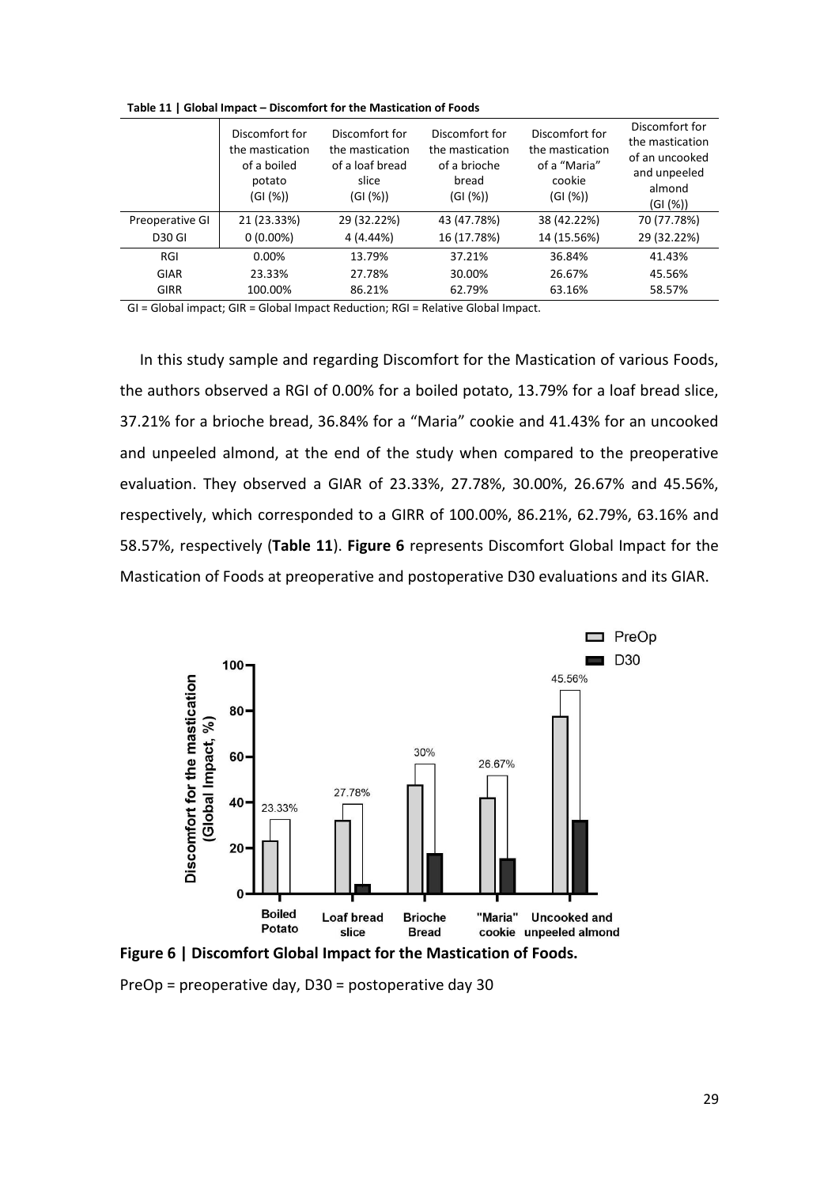**Table 11 | Global Impact – Discomfort for the Mastication of Foods**

| | Discomfort for the mastication of a boiled potato (GI (%)) | Discomfort for the mastication of a loaf bread slice (GI (%)) | Discomfort for the mastication of a brioche bread (GI (%)) | Discomfort for the mastication of a "Maria" cookie (GI (%)) | Discomfort for the mastication of an uncooked and unpeeled almond (GI (%)) |
|---|---|---|---|---|---|
| Preoperative GI | 21 (23.33%) | 29 (32.22%) | 43 (47.78%) | 38 (42.22%) | 70 (77.78%) |
| D30 GI | 0 (0.00%) | 4 (4.44%) | 16 (17.78%) | 14 (15.56%) | 29 (32.22%) |
| RGI | 0.00% | 13.79% | 37.21% | 36.84% | 41.43% |
| GIAR | 23.33% | 27.78% | 30.00% | 26.67% | 45.56% |
| GIRR | 100.00% | 86.21% | 62.79% | 63.16% | 58.57% |

GI = Global impact; GIR = Global Impact Reduction; RGI = Relative Global Impact.

In this study sample and regarding Discomfort for the Mastication of various Foods, the authors observed a RGI of 0.00% for a boiled potato, 13.79% for a loaf bread slice, 37.21% for a brioche bread, 36.84% for a "Maria" cookie and 41.43% for an uncooked and unpeeled almond, at the end of the study when compared to the preoperative evaluation. They observed a GIAR of 23.33%, 27.78%, 30.00%, 26.67% and 45.56%, respectively, which corresponded to a GIRR of 100.00%, 86.21%, 62.79%, 63.16% and 58.57%, respectively (**Table 11**). **Figure 6** represents Discomfort Global Impact for the Mastication of Foods at preoperative and postoperative D30 evaluations and its GIAR.

**Figure 6 | Discomfort Global Impact for the Mastication of Foods.**

PreOp = preoperative day, D30 = postoperative day 30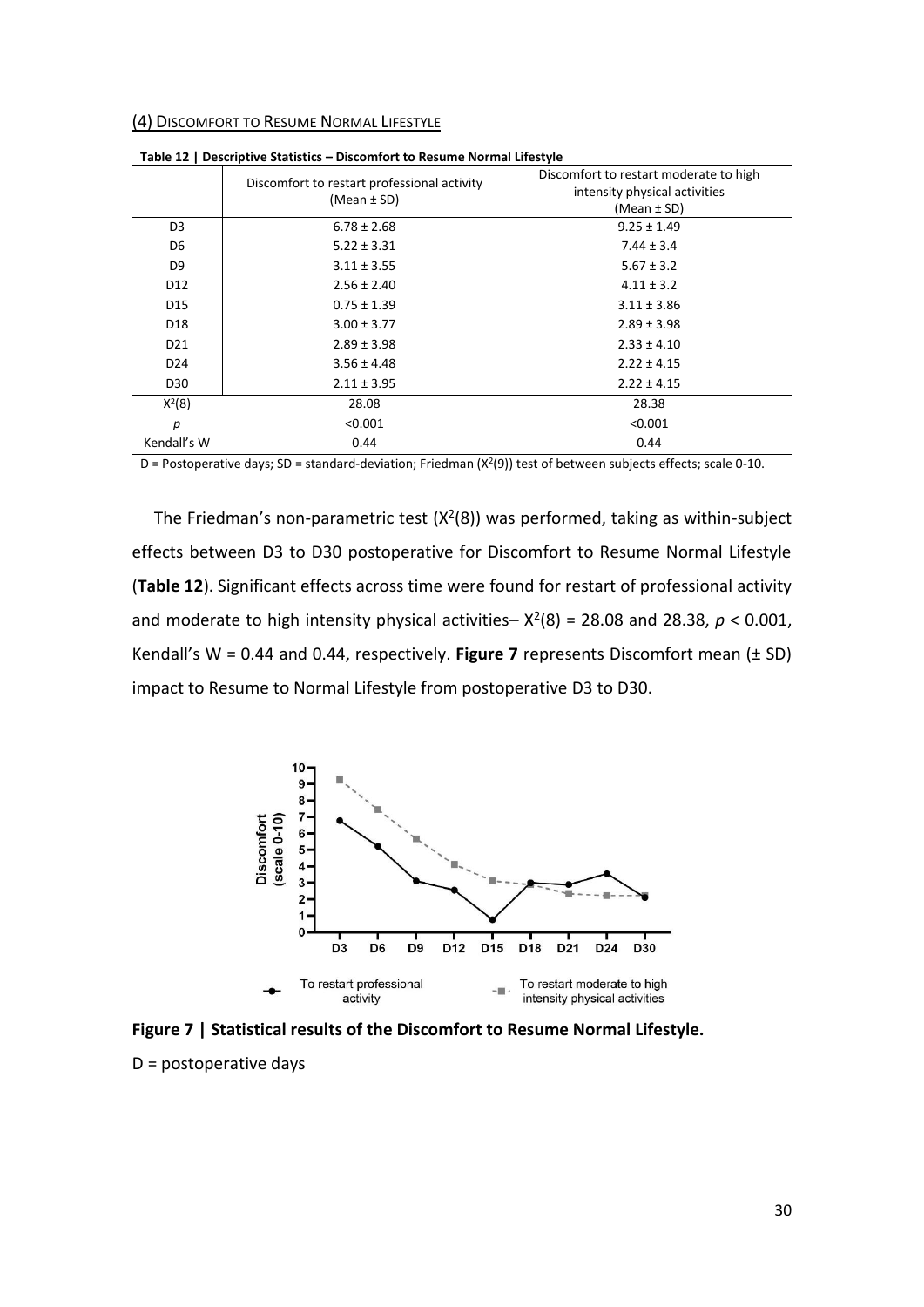(4) DISCOMFORT TO RESUME NORMAL LIFESTYLE

**Table 12 | Descriptive Statistics – Discomfort to Resume Normal Lifestyle**

| | Discomfort to restart professional activity (Mean ± SD) | Discomfort to restart moderate to high intensity physical activities (Mean ± SD) |
|---|---|---|
| D3 | 6.78 ± 2.68 | 9.25 ± 1.49 |
| D6 | 5.22 ± 3.31 | 7.44 ± 3.4 |
| D9 | 3.11 ± 3.55 | 5.67 ± 3.2 |
| D12 | 2.56 ± 2.40 | 4.11 ± 3.2 |
| D15 | 0.75 ± 1.39 | 3.11 ± 3.86 |
| D18 | 3.00 ± 3.77 | 2.89 ± 3.98 |
| D21 | 2.89 ± 3.98 | 2.33 ± 4.10 |
| D24 | 3.56 ± 4.48 | 2.22 ± 4.15 |
| D30 | 2.11 ± 3.95 | 2.22 ± 4.15 |
| $X^2(8)$ | 28.08 | 28.38 |
| *p* | <0.001 | <0.001 |
| Kendall's W | 0.44 | 0.44 |

D = Postoperative days; SD = standard-deviation; Friedman ($X^2(9)$) test of between subjects effects; scale 0-10.

The Friedman's non-parametric test ($X^2(8)$) was performed, taking as within-subject effects between D3 to D30 postoperative for Discomfort to Resume Normal Lifestyle (**Table 12**). Significant effects across time were found for restart of professional activity and moderate to high intensity physical activities– $X^2(8) = 28.08$ and 28.38, $p < 0.001$, Kendall's W = 0.44 and 0.44, respectively. **Figure 7** represents Discomfort mean (± SD) impact to Resume to Normal Lifestyle from postoperative D3 to D30.

**Figure 7 | Statistical results of the Discomfort to Resume Normal Lifestyle.**

D = postoperative days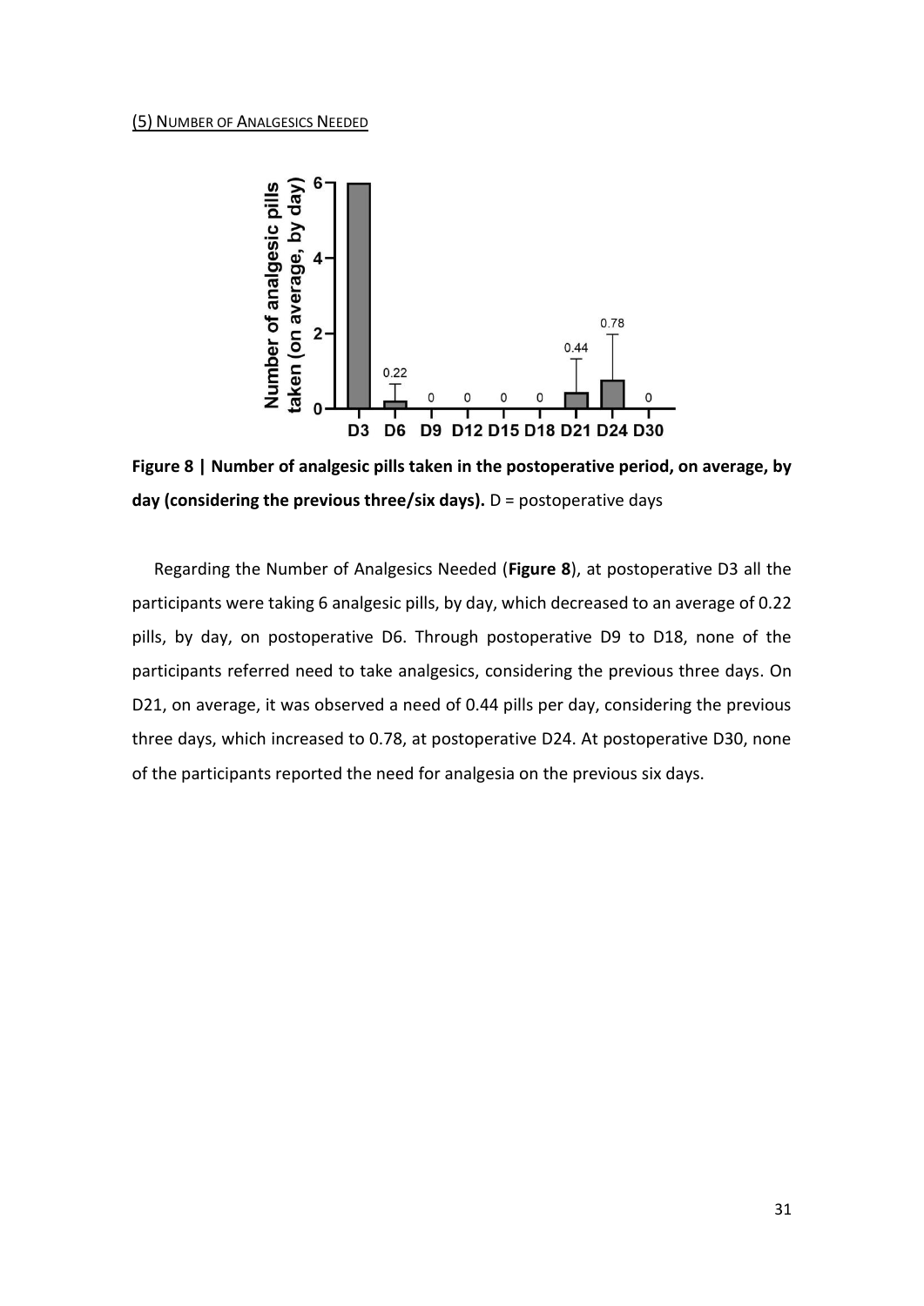### (5) Number of Analgesics Needed

**Figure 8 | Number of analgesic pills taken in the postoperative period, on average, by day (considering the previous three/six days).** D = postoperative days

Regarding the Number of Analgesics Needed (**Figure 8**), at postoperative D3 all the participants were taking 6 analgesic pills, by day, which decreased to an average of 0.22 pills, by day, on postoperative D6. Through postoperative D9 to D18, none of the participants referred need to take analgesics, considering the previous three days. On D21, on average, it was observed a need of 0.44 pills per day, considering the previous three days, which increased to 0.78, at postoperative D24. At postoperative D30, none of the participants reported the need for analgesia on the previous six days.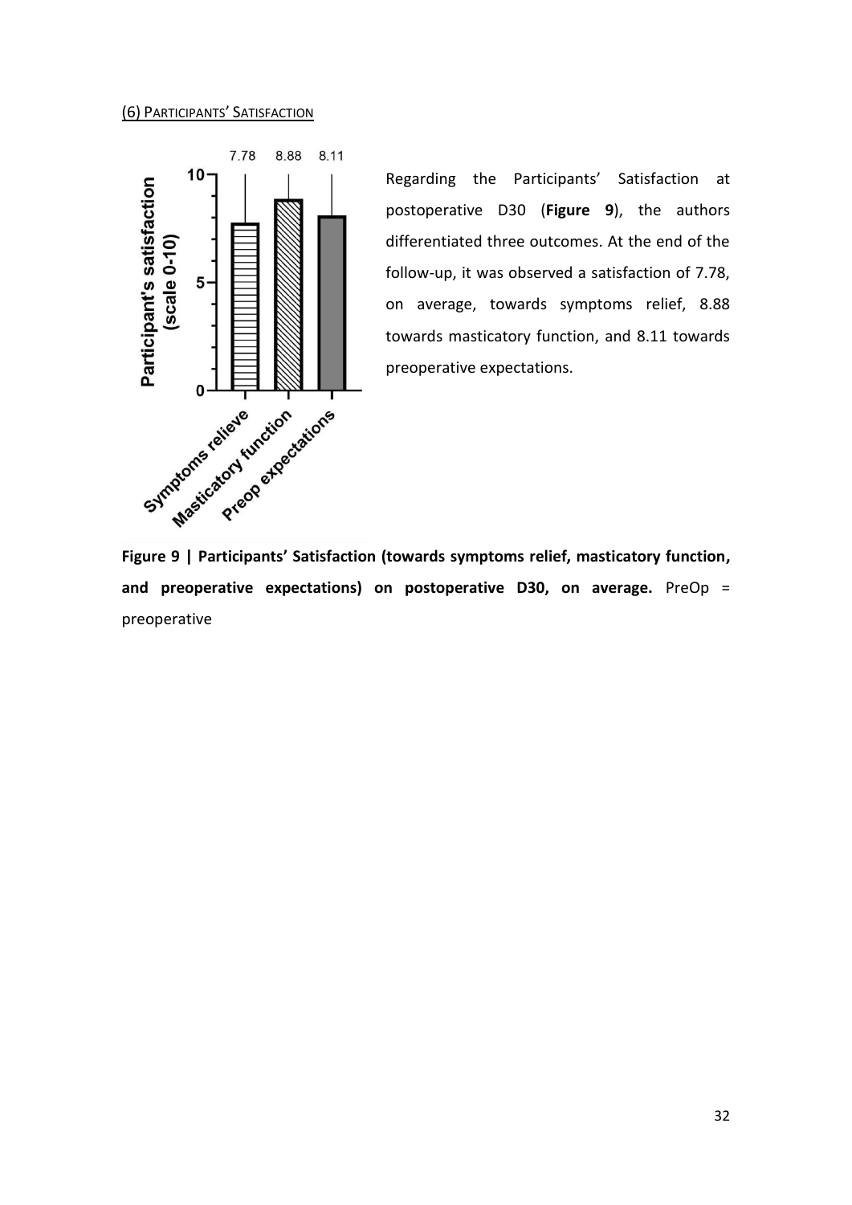(6) Participants' Satisfaction

Regarding the Participants' Satisfaction at postoperative D30 (**Figure 9**), the authors differentiated three outcomes. At the end of the follow-up, it was observed a satisfaction of 7.78, on average, towards symptoms relief, 8.88 towards masticatory function, and 8.11 towards preoperative expectations.

**Figure 9 | Participants' Satisfaction (towards symptoms relief, masticatory function, and preoperative expectations) on postoperative D30, on average.** PreOp = preoperative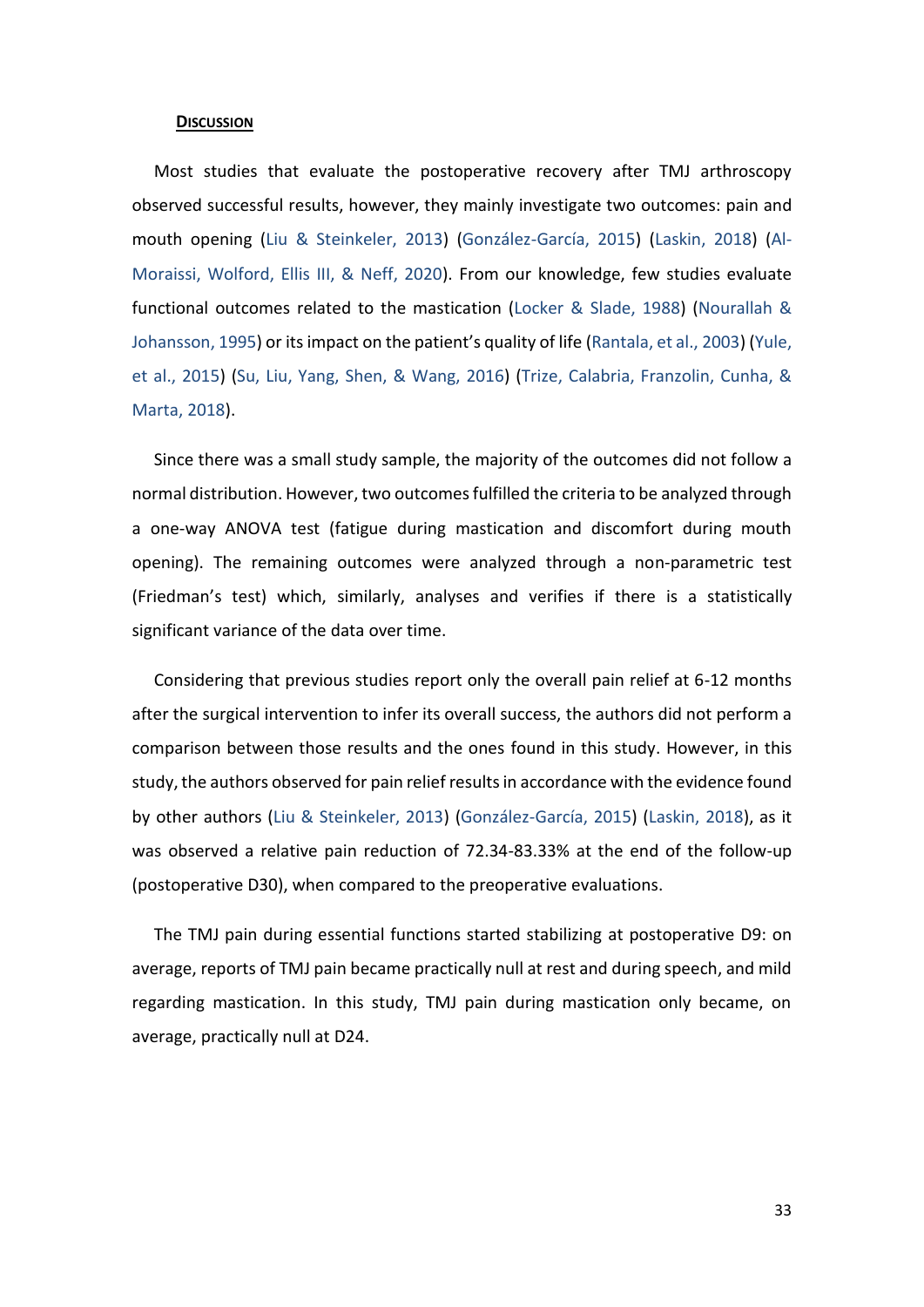## Discussion

Most studies that evaluate the postoperative recovery after TMJ arthroscopy observed successful results, however, they mainly investigate two outcomes: pain and mouth opening (Liu & Steinkeler, 2013) (González-García, 2015) (Laskin, 2018) (Al-Moraissi, Wolford, Ellis III, & Neff, 2020). From our knowledge, few studies evaluate functional outcomes related to the mastication (Locker & Slade, 1988) (Nourallah & Johansson, 1995) or its impact on the patient's quality of life (Rantala, et al., 2003) (Yule, et al., 2015) (Su, Liu, Yang, Shen, & Wang, 2016) (Trize, Calabria, Franzolin, Cunha, & Marta, 2018).

Since there was a small study sample, the majority of the outcomes did not follow a normal distribution. However, two outcomes fulfilled the criteria to be analyzed through a one-way ANOVA test (fatigue during mastication and discomfort during mouth opening). The remaining outcomes were analyzed through a non-parametric test (Friedman's test) which, similarly, analyses and verifies if there is a statistically significant variance of the data over time.

Considering that previous studies report only the overall pain relief at 6-12 months after the surgical intervention to infer its overall success, the authors did not perform a comparison between those results and the ones found in this study. However, in this study, the authors observed for pain relief results in accordance with the evidence found by other authors (Liu & Steinkeler, 2013) (González-García, 2015) (Laskin, 2018), as it was observed a relative pain reduction of 72.34-83.33% at the end of the follow-up (postoperative D30), when compared to the preoperative evaluations.

The TMJ pain during essential functions started stabilizing at postoperative D9: on average, reports of TMJ pain became practically null at rest and during speech, and mild regarding mastication. In this study, TMJ pain during mastication only became, on average, practically null at D24.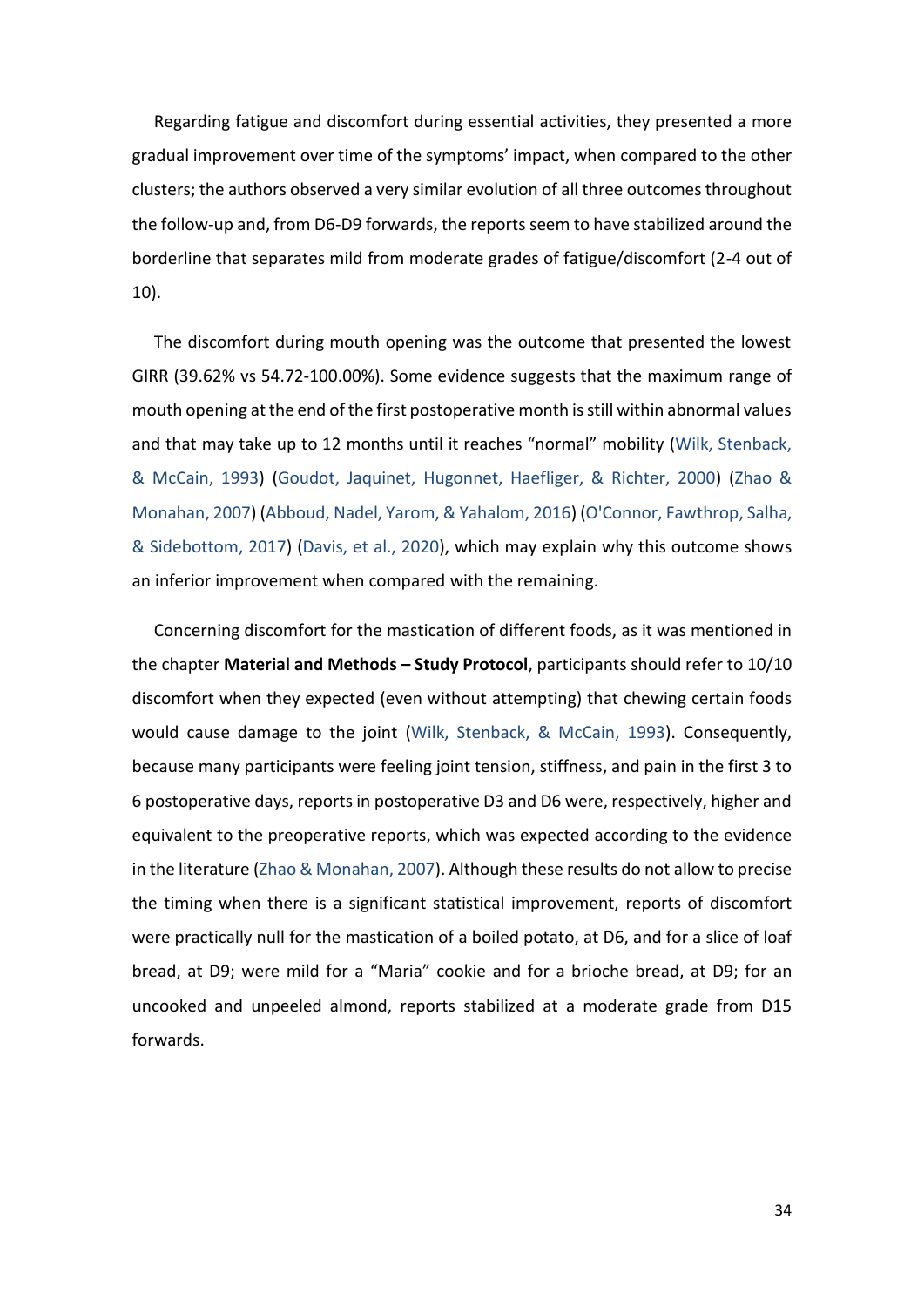Regarding fatigue and discomfort during essential activities, they presented a more gradual improvement over time of the symptoms' impact, when compared to the other clusters; the authors observed a very similar evolution of all three outcomes throughout the follow-up and, from D6-D9 forwards, the reports seem to have stabilized around the borderline that separates mild from moderate grades of fatigue/discomfort (2-4 out of 10).

The discomfort during mouth opening was the outcome that presented the lowest GIRR (39.62% vs 54.72-100.00%). Some evidence suggests that the maximum range of mouth opening at the end of the first postoperative month is still within abnormal values and that may take up to 12 months until it reaches "normal" mobility (Wilk, Stenback, & McCain, 1993) (Goudot, Jaquinet, Hugonnet, Haefliger, & Richter, 2000) (Zhao & Monahan, 2007) (Abboud, Nadel, Yarom, & Yalahom, 2016) (O'Connor, Fawthrop, Salha, & Sidebottom, 2017) (Davis, et al., 2020), which may explain why this outcome shows an inferior improvement when compared with the remaining.

Concerning discomfort for the mastication of different foods, as it was mentioned in the chapter **Material and Methods – Study Protocol**, participants should refer to 10/10 discomfort when they expected (even without attempting) that chewing certain foods would cause damage to the joint (Wilk, Stenback, & McCain, 1993). Consequently, because many participants were feeling joint tension, stiffness, and pain in the first 3 to 6 postoperative days, reports in postoperative D3 and D6 were, respectively, higher and equivalent to the preoperative reports, which was expected according to the evidence in the literature (Zhao & Monahan, 2007). Although these results do not allow to precise the timing when there is a significant statistical improvement, reports of discomfort were practically null for the mastication of a boiled potato, at D6, and for a slice of loaf bread, at D9; were mild for a "Maria" cookie and for a brioche bread, at D9; for an uncooked and unpeeled almond, reports stabilized at a moderate grade from D15 forwards.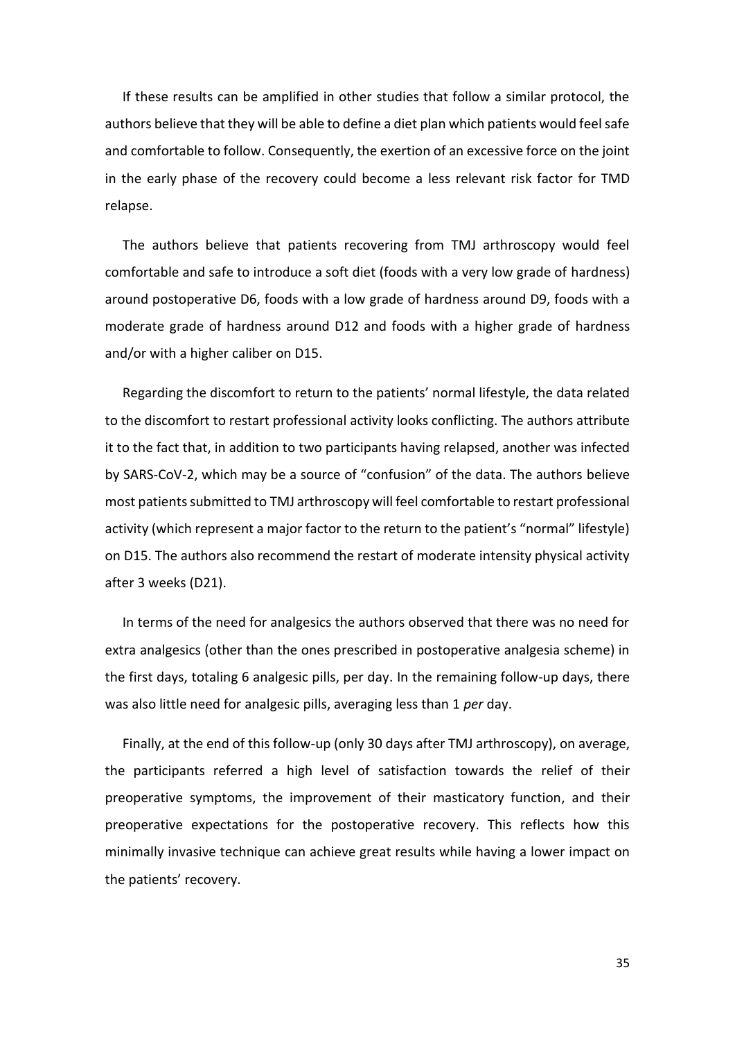If these results can be amplified in other studies that follow a similar protocol, the authors believe that they will be able to define a diet plan which patients would feel safe and comfortable to follow. Consequently, the exertion of an excessive force on the joint in the early phase of the recovery could become a less relevant risk factor for TMD relapse.

The authors believe that patients recovering from TMJ arthroscopy would feel comfortable and safe to introduce a soft diet (foods with a very low grade of hardness) around postoperative D6, foods with a low grade of hardness around D9, foods with a moderate grade of hardness around D12 and foods with a higher grade of hardness and/or with a higher caliber on D15.

Regarding the discomfort to return to the patients' normal lifestyle, the data related to the discomfort to restart professional activity looks conflicting. The authors attribute it to the fact that, in addition to two participants having relapsed, another was infected by SARS-CoV-2, which may be a source of "confusion" of the data. The authors believe most patients submitted to TMJ arthroscopy will feel comfortable to restart professional activity (which represent a major factor to the return to the patient's "normal" lifestyle) on D15. The authors also recommend the restart of moderate intensity physical activity after 3 weeks (D21).

In terms of the need for analgesics the authors observed that there was no need for extra analgesics (other than the ones prescribed in postoperative analgesia scheme) in the first days, totaling 6 analgesic pills, per day. In the remaining follow-up days, there was also little need for analgesic pills, averaging less than 1 *per* day.

Finally, at the end of this follow-up (only 30 days after TMJ arthroscopy), on average, the participants referred a high level of satisfaction towards the relief of their preoperative symptoms, the improvement of their masticatory function, and their preoperative expectations for the postoperative recovery. This reflects how this minimally invasive technique can achieve great results while having a lower impact on the patients' recovery.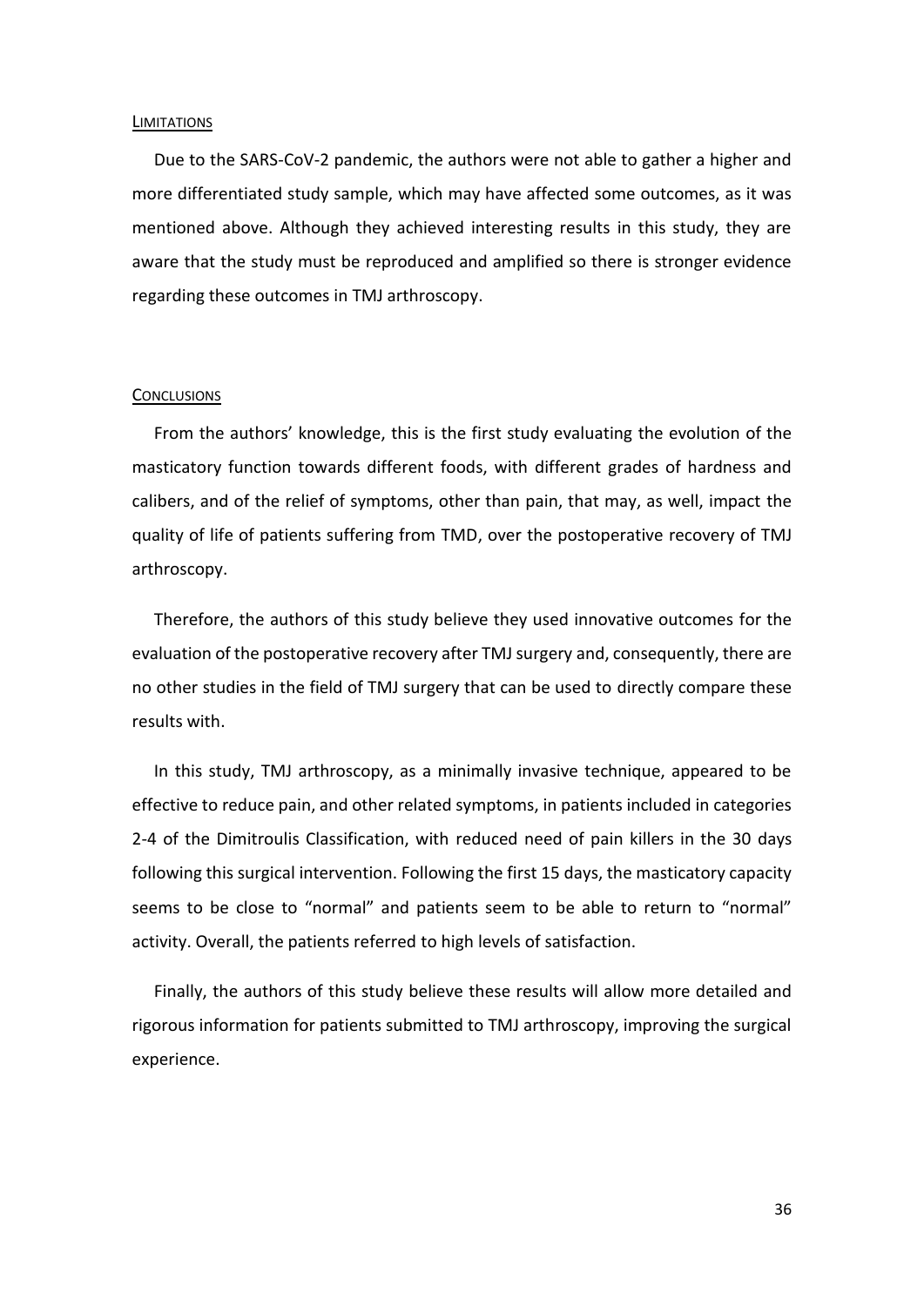## Limitations

Due to the SARS-CoV-2 pandemic, the authors were not able to gather a higher and more differentiated study sample, which may have affected some outcomes, as it was mentioned above. Although they achieved interesting results in this study, they are aware that the study must be reproduced and amplified so there is stronger evidence regarding these outcomes in TMJ arthroscopy.

## Conclusions

From the authors' knowledge, this is the first study evaluating the evolution of the masticatory function towards different foods, with different grades of hardness and calibers, and of the relief of symptoms, other than pain, that may, as well, impact the quality of life of patients suffering from TMD, over the postoperative recovery of TMJ arthroscopy.

Therefore, the authors of this study believe they used innovative outcomes for the evaluation of the postoperative recovery after TMJ surgery and, consequently, there are no other studies in the field of TMJ surgery that can be used to directly compare these results with.

In this study, TMJ arthroscopy, as a minimally invasive technique, appeared to be effective to reduce pain, and other related symptoms, in patients included in categories 2-4 of the Dimitroulis Classification, with reduced need of pain killers in the 30 days following this surgical intervention. Following the first 15 days, the masticatory capacity seems to be close to "normal" and patients seem to be able to return to "normal" activity. Overall, the patients referred to high levels of satisfaction.

Finally, the authors of this study believe these results will allow more detailed and rigorous information for patients submitted to TMJ arthroscopy, improving the surgical experience.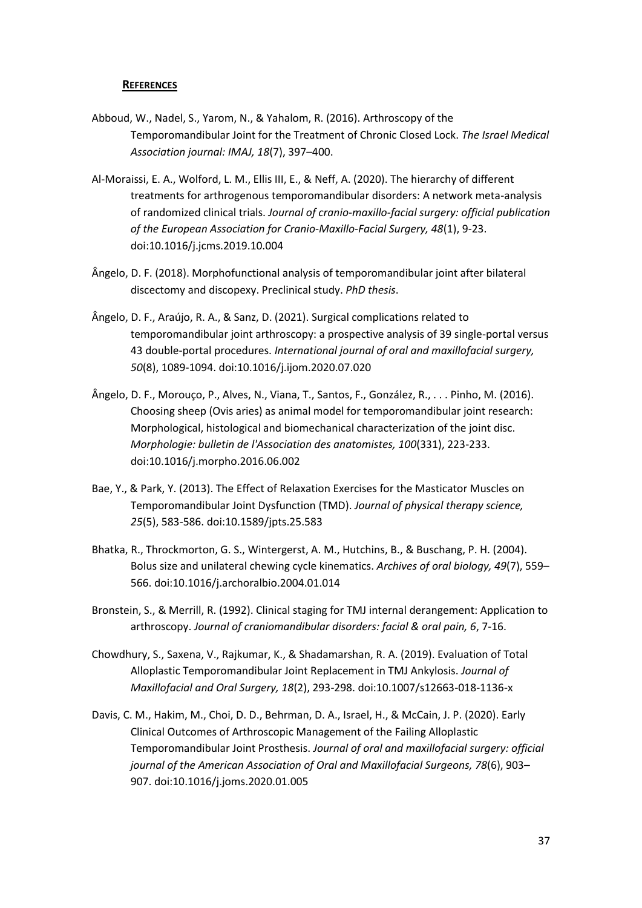## **REFERENCES**

Abboud, W., Nadel, S., Yarom, N., & Yahalom, R. (2016). Arthroscopy of the Temporomandibular Joint for the Treatment of Chronic Closed Lock. *The Israel Medical Association journal: IMAJ, 18*(7), 397–400.

Al-Moraissi, E. A., Wolford, L. M., Ellis III, E., & Neff, A. (2020). The hierarchy of different treatments for arthrogenous temporomandibular disorders: A network meta-analysis of randomized clinical trials. *Journal of cranio-maxillo-facial surgery: official publication of the European Association for Cranio-Maxillo-Facial Surgery, 48*(1), 9-23. doi:10.1016/j.jcms.2019.10.004

Ângelo, D. F. (2018). Morphofunctional analysis of temporomandibular joint after bilateral discectomy and discopexy. Preclinical study. *PhD thesis*.

Ângelo, D. F., Araújo, R. A., & Sanz, D. (2021). Surgical complications related to temporomandibular joint arthroscopy: a prospective analysis of 39 single-portal versus 43 double-portal procedures. *International journal of oral and maxillofacial surgery, 50*(8), 1089-1094. doi:10.1016/j.ijom.2020.07.020

Ângelo, D. F., Morouço, P., Alves, N., Viana, T., Santos, F., González, R., . . . Pinho, M. (2016). Choosing sheep (Ovis aries) as animal model for temporomandibular joint research: Morphological, histological and biomechanical characterization of the joint disc. *Morphologie: bulletin de l'Association des anatomistes, 100*(331), 223-233. doi:10.1016/j.morpho.2016.06.002

Bae, Y., & Park, Y. (2013). The Effect of Relaxation Exercises for the Masticator Muscles on Temporomandibular Joint Dysfunction (TMD). *Journal of physical therapy science, 25*(5), 583-586. doi:10.1589/jpts.25.583

Bhatka, R., Throckmorton, G. S., Wintergerst, A. M., Hutchins, B., & Buschang, P. H. (2004). Bolus size and unilateral chewing cycle kinematics. *Archives of oral biology, 49*(7), 559–566. doi:10.1016/j.archoralbio.2004.01.014

Bronstein, S., & Merrill, R. (1992). Clinical staging for TMJ internal derangement: Application to arthroscopy. *Journal of craniomandibular disorders: facial & oral pain, 6*, 7-16.

Chowdhury, S., Saxena, V., Rajkumar, K., & Shadamarshan, R. A. (2019). Evaluation of Total Alloplastic Temporomandibular Joint Replacement in TMJ Ankylosis. *Journal of Maxillofacial and Oral Surgery, 18*(2), 293-298. doi:10.1007/s12663-018-1136-x

Davis, C. M., Hakim, M., Choi, D. D., Behrman, D. A., Israel, H., & McCain, J. P. (2020). Early Clinical Outcomes of Arthroscopic Management of the Failing Alloplastic Temporomandibular Joint Prosthesis. *Journal of oral and maxillofacial surgery: official journal of the American Association of Oral and Maxillofacial Surgeons, 78*(6), 903–907. doi:10.1016/j.joms.2020.01.005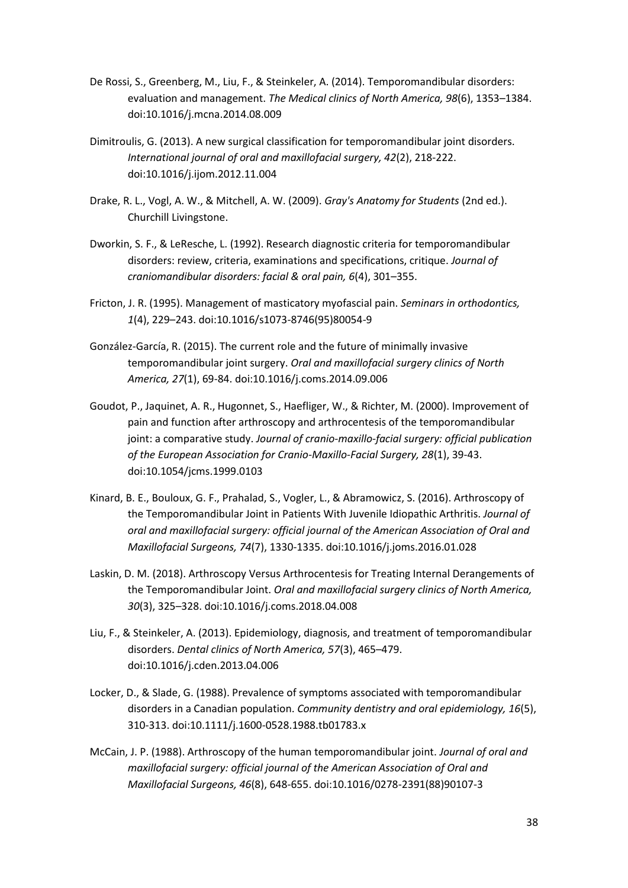De Rossi, S., Greenberg, M., Liu, F., & Steinkeler, A. (2014). Temporomandibular disorders: evaluation and management. *The Medical clinics of North America, 98*(6), 1353–1384. doi:10.1016/j.mcna.2014.08.009

Dimitroulis, G. (2013). A new surgical classification for temporomandibular joint disorders. *International journal of oral and maxillofacial surgery, 42*(2), 218-222. doi:10.1016/j.ijom.2012.11.004

Drake, R. L., Vogl, A. W., & Mitchell, A. W. (2009). *Gray's Anatomy for Students* (2nd ed.). Churchill Livingstone.

Dworkin, S. F., & LeResche, L. (1992). Research diagnostic criteria for temporomandibular disorders: review, criteria, examinations and specifications, critique. *Journal of craniomandibular disorders: facial & oral pain, 6*(4), 301–355.

Fricton, J. R. (1995). Management of masticatory myofascial pain. *Seminars in orthodontics, 1*(4), 229–243. doi:10.1016/s1073-8746(95)80054-9

González-García, R. (2015). The current role and the future of minimally invasive temporomandibular joint surgery. *Oral and maxillofacial surgery clinics of North America, 27*(1), 69-84. doi:10.1016/j.coms.2014.09.006

Goudot, P., Jaquinet, A. R., Hugonnet, S., Haefliger, W., & Richter, M. (2000). Improvement of pain and function after arthroscopy and arthrocentesis of the temporomandibular joint: a comparative study. *Journal of cranio-maxillo-facial surgery: official publication of the European Association for Cranio-Maxillo-Facial Surgery, 28*(1), 39-43. doi:10.1054/jcms.1999.0103

Kinard, B. E., Bouloux, G. F., Prahalad, S., Vogler, L., & Abramowicz, S. (2016). Arthroscopy of the Temporomandibular Joint in Patients With Juvenile Idiopathic Arthritis. *Journal of oral and maxillofacial surgery: official journal of the American Association of Oral and Maxillofacial Surgeons, 74*(7), 1330-1335. doi:10.1016/j.joms.2016.01.028

Laskin, D. M. (2018). Arthroscopy Versus Arthrocentesis for Treating Internal Derangements of the Temporomandibular Joint. *Oral and maxillofacial surgery clinics of North America, 30*(3), 325–328. doi:10.1016/j.coms.2018.04.008

Liu, F., & Steinkeler, A. (2013). Epidemiology, diagnosis, and treatment of temporomandibular disorders. *Dental clinics of North America, 57*(3), 465–479. doi:10.1016/j.cden.2013.04.006

Locker, D., & Slade, G. (1988). Prevalence of symptoms associated with temporomandibular disorders in a Canadian population. *Community dentistry and oral epidemiology, 16*(5), 310-313. doi:10.1111/j.1600-0528.1988.tb01783.x

McCain, J. P. (1988). Arthroscopy of the human temporomandibular joint. *Journal of oral and maxillofacial surgery: official journal of the American Association of Oral and Maxillofacial Surgeons, 46*(8), 648-655. doi:10.1016/0278-2391(88)90107-3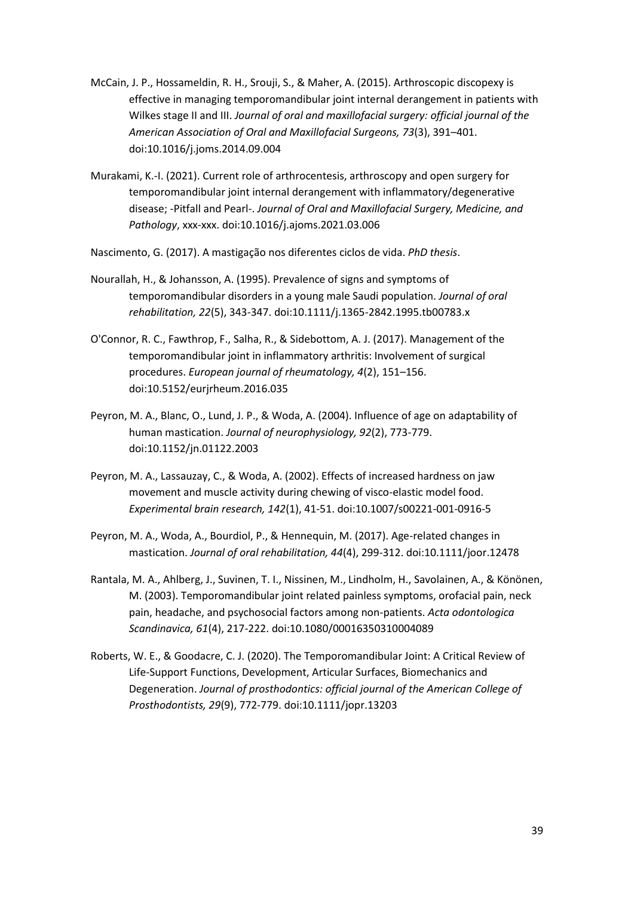McCain, J. P., Hossameldin, R. H., Srouji, S., & Maher, A. (2015). Arthroscopic discopexy is effective in managing temporomandibular joint internal derangement in patients with Wilkes stage II and III. *Journal of oral and maxillofacial surgery: official journal of the American Association of Oral and Maxillofacial Surgeons, 73*(3), 391–401. doi:10.1016/j.joms.2014.09.004

Murakami, K.-I. (2021). Current role of arthrocentesis, arthroscopy and open surgery for temporomandibular joint internal derangement with inflammatory/degenerative disease; -Pitfall and Pearl-. *Journal of Oral and Maxillofacial Surgery, Medicine, and Pathology*, xxx-xxx. doi:10.1016/j.ajoms.2021.03.006

Nascimento, G. (2017). A mastigação nos diferentes ciclos de vida. *PhD thesis*.

Nourallah, H., & Johansson, A. (1995). Prevalence of signs and symptoms of temporomandibular disorders in a young male Saudi population. *Journal of oral rehabilitation, 22*(5), 343-347. doi:10.1111/j.1365-2842.1995.tb00783.x

O'Connor, R. C., Fawthrop, F., Salha, R., & Sidebottom, A. J. (2017). Management of the temporomandibular joint in inflammatory arthritis: Involvement of surgical procedures. *European journal of rheumatology, 4*(2), 151–156. doi:10.5152/eurjrheum.2016.035

Peyron, M. A., Blanc, O., Lund, J. P., & Woda, A. (2004). Influence of age on adaptability of human mastication. *Journal of neurophysiology, 92*(2), 773-779. doi:10.1152/jn.01122.2003

Peyron, M. A., Lassauzay, C., & Woda, A. (2002). Effects of increased hardness on jaw movement and muscle activity during chewing of visco-elastic model food. *Experimental brain research, 142*(1), 41-51. doi:10.1007/s00221-001-0916-5

Peyron, M. A., Woda, A., Bourdiol, P., & Hennequin, M. (2017). Age-related changes in mastication. *Journal of oral rehabilitation, 44*(4), 299-312. doi:10.1111/joor.12478

Rantala, M. A., Ahlberg, J., Suvinen, T. I., Nissinen, M., Lindholm, H., Savolainen, A., & Könönen, M. (2003). Temporomandibular joint related painless symptoms, orofacial pain, neck pain, headache, and psychosocial factors among non-patients. *Acta odontologica Scandinavica, 61*(4), 217-222. doi:10.1080/00016350310004089

Roberts, W. E., & Goodacre, C. J. (2020). The Temporomandibular Joint: A Critical Review of Life-Support Functions, Development, Articular Surfaces, Biomechanics and Degeneration. *Journal of prosthodontics: official journal of the American College of Prosthodontists, 29*(9), 772-779. doi:10.1111/jopr.13203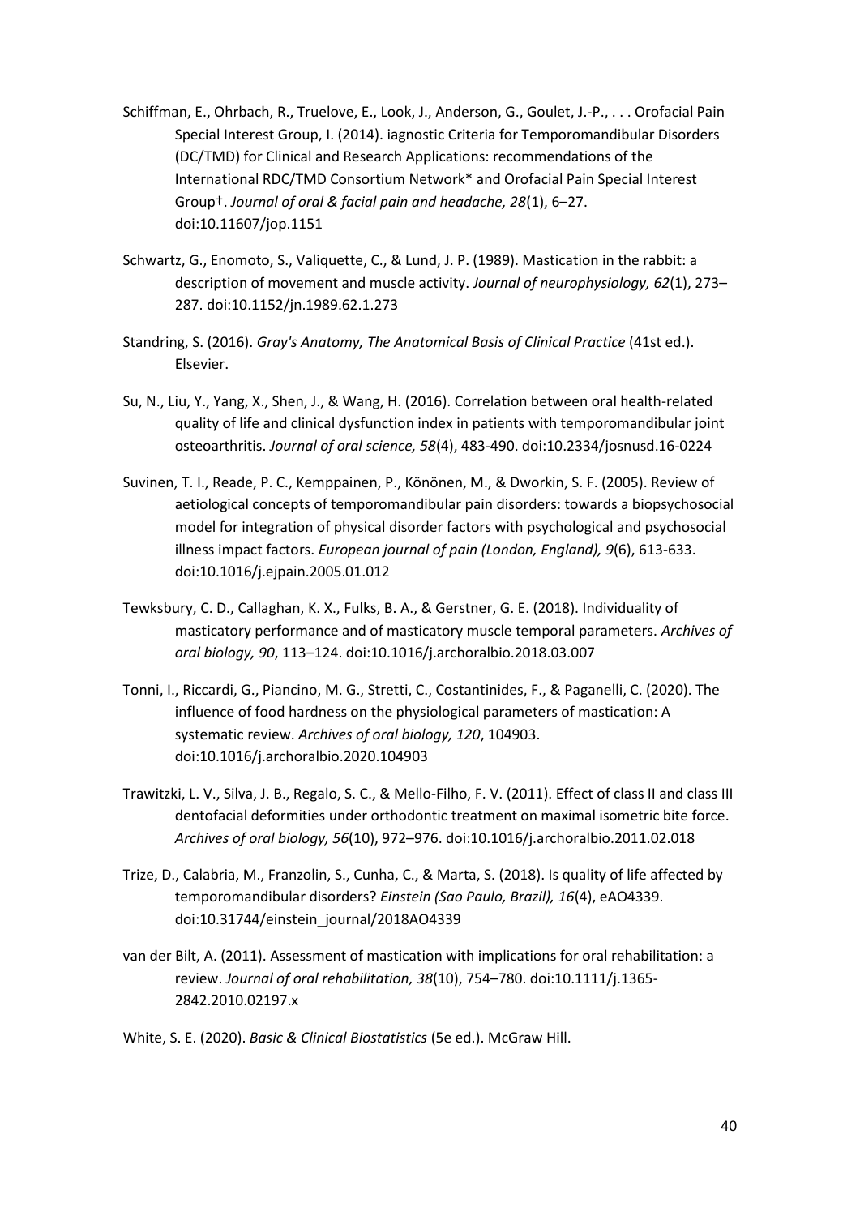Schiffman, E., Ohrbach, R., Truelove, E., Look, J., Anderson, G., Goulet, J.-P., . . . Orofacial Pain Special Interest Group, I. (2014). iagnostic Criteria for Temporomandibular Disorders (DC/TMD) for Clinical and Research Applications: recommendations of the International RDC/TMD Consortium Network* and Orofacial Pain Special Interest Group†. *Journal of oral & facial pain and headache, 28*(1), 6–27. doi:10.11607/jop.1151

Schwartz, G., Enomoto, S., Valiquette, C., & Lund, J. P. (1989). Mastication in the rabbit: a description of movement and muscle activity. *Journal of neurophysiology, 62*(1), 273–287. doi:10.1152/jn.1989.62.1.273

Standring, S. (2016). *Gray's Anatomy, The Anatomical Basis of Clinical Practice* (41st ed.). Elsevier.

Su, N., Liu, Y., Yang, X., Shen, J., & Wang, H. (2016). Correlation between oral health-related quality of life and clinical dysfunction index in patients with temporomandibular joint osteoarthritis. *Journal of oral science, 58*(4), 483-490. doi:10.2334/josnusd.16-0224

Suvinen, T. I., Reade, P. C., Kemppainen, P., Könönen, M., & Dworkin, S. F. (2005). Review of aetiological concepts of temporomandibular pain disorders: towards a biopsychosocial model for integration of physical disorder factors with psychological and psychosocial illness impact factors. *European journal of pain (London, England), 9*(6), 613-633. doi:10.1016/j.ejpain.2005.01.012

Tewksbury, C. D., Callaghan, K. X., Fulks, B. A., & Gerstner, G. E. (2018). Individuality of masticatory performance and of masticatory muscle temporal parameters. *Archives of oral biology, 90*, 113–124. doi:10.1016/j.archoralbio.2018.03.007

Tonni, I., Riccardi, G., Piancino, M. G., Stretti, C., Costantinides, F., & Paganelli, C. (2020). The influence of food hardness on the physiological parameters of mastication: A systematic review. *Archives of oral biology, 120*, 104903. doi:10.1016/j.archoralbio.2020.104903

Trawitzki, L. V., Silva, J. B., Regalo, S. C., & Mello-Filho, F. V. (2011). Effect of class II and class III dentofacial deformities under orthodontic treatment on maximal isometric bite force. *Archives of oral biology, 56*(10), 972–976. doi:10.1016/j.archoralbio.2011.02.018

Trize, D., Calabria, M., Franzolin, S., Cunha, C., & Marta, S. (2018). Is quality of life affected by temporomandibular disorders? *Einstein (Sao Paulo, Brazil), 16*(4), eAO4339. doi:10.31744/einstein_journal/2018AO4339

van der Bilt, A. (2011). Assessment of mastication with implications for oral rehabilitation: a review. *Journal of oral rehabilitation, 38*(10), 754–780. doi:10.1111/j.1365-2842.2010.02197.x

White, S. E. (2020). *Basic & Clinical Biostatistics* (5e ed.). McGraw Hill.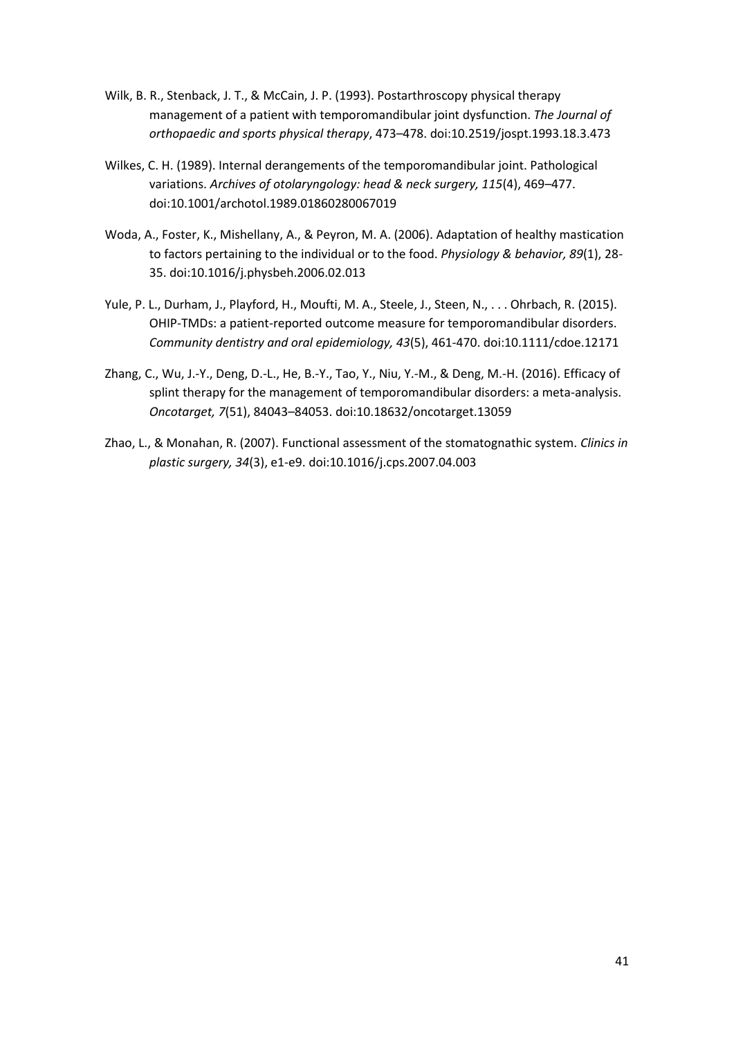Wilk, B. R., Stenback, J. T., & McCain, J. P. (1993). Postarthroscopy physical therapy management of a patient with temporomandibular joint dysfunction. *The Journal of orthopaedic and sports physical therapy*, 473–478. doi:10.2519/jospt.1993.18.3.473

Wilkes, C. H. (1989). Internal derangements of the temporomandibular joint. Pathological variations. *Archives of otolaryngology: head & neck surgery, 115*(4), 469–477. doi:10.1001/archotol.1989.01860280067019

Woda, A., Foster, K., Mishellany, A., & Peyron, M. A. (2006). Adaptation of healthy mastication to factors pertaining to the individual or to the food. *Physiology & behavior, 89*(1), 28-35. doi:10.1016/j.physbeh.2006.02.013

Yule, P. L., Durham, J., Playford, H., Moufti, M. A., Steele, J., Steen, N., . . . Ohrbach, R. (2015). OHIP-TMDs: a patient-reported outcome measure for temporomandibular disorders. *Community dentistry and oral epidemiology, 43*(5), 461-470. doi:10.1111/cdoe.12171

Zhang, C., Wu, J.-Y., Deng, D.-L., He, B.-Y., Tao, Y., Niu, Y.-M., & Deng, M.-H. (2016). Efficacy of splint therapy for the management of temporomandibular disorders: a meta-analysis. *Oncotarget, 7*(51), 84043–84053. doi:10.18632/oncotarget.13059

Zhao, L., & Monahan, R. (2007). Functional assessment of the stomatognathic system. *Clinics in plastic surgery, 34*(3), e1-e9. doi:10.1016/j.cps.2007.04.003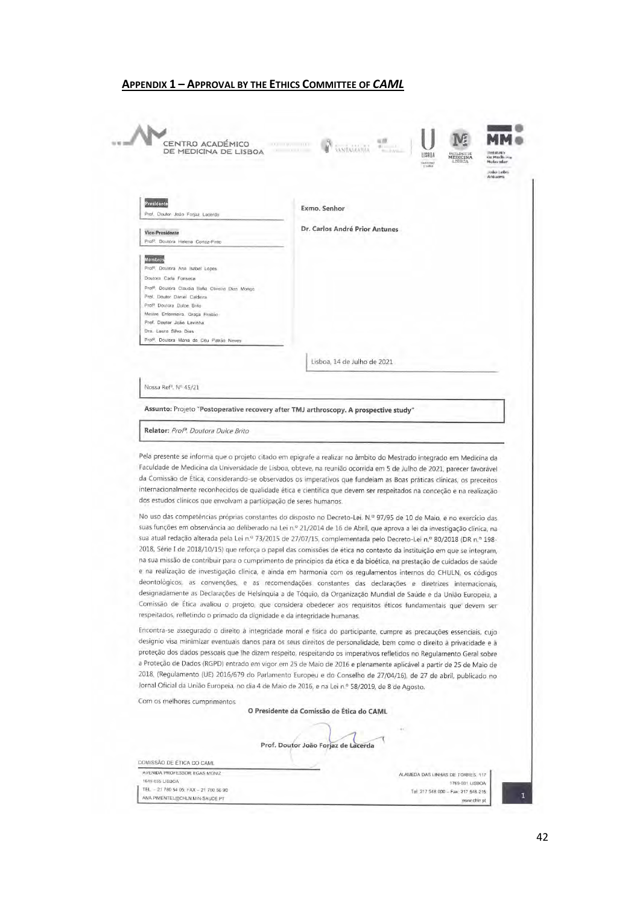## APPENDIX 1 – APPROVAL BY THE ETHICS COMMITTEE OF *CAML*

CENTRO ACADÉMICO DE MEDICINA DE LISBOA

**Presidente**
Prof. Doutor João Forjaz Lacerda

**Vice-Presidente**
Profª. Doutora Helena Cortez-Pinto

**Membros**
Profª. Doutora Ana Isabel Lopes
Doutora Carla Fonseca
Profª. Doutora Cláudia Sofia Oliveira Dias Monge
Prof. Doutor Daniel Caldeira
Profª. Doutora Dulce Brito
Mestre Enfermeira Graça Rosião
Prof. Doutor João Lavinha
Dra. Laura Silva Dias
Profª. Doutora Maria do Céu Patrão Neves

**Exmo. Senhor**

**Dr. Carlos André Prior Antunes**

Lisboa, 14 de Julho de 2021

Nossa Refª. Nº 45/21

**Assunto:** Projeto **"Postoperative recovery after TMJ arthroscopy. A prospective study"**

**Relator:** *Profª. Doutora Dulce Brito*

Pela presente se informa que o projeto citado em epígrafe a realizar no âmbito do Mestrado integrado em Medicina da Faculdade de Medicina da Universidade de Lisboa, obteve, na reunião ocorrida em 5 de Julho de 2021, parecer favorável da Comissão de Ética, considerando-se observados os imperativos que fundeiam as Boas práticas clínicas, os preceitos internacionalmente reconhecidos de qualidade ética e científica que devem ser respeitados na conceção e na realização dos estudos clínicos que envolvam a participação de seres humanos.

No uso das competências próprias constantes do disposto no Decreto-Lei. N.º 97/95 de 10 de Maio, e no exercício das suas funções em observância ao deliberado na Lei n.º 21/2014 de 16 de Abril, que aprova a lei da investigação clínica, na sua atual redação alterada pela Lei n.º 73/2015 de 27/07/15, complementada pelo Decreto-Lei n.º 80/2018 (DR n.º 198-2018, Série I de 2018/10/15) que reforça o papel das comissões de ética no contexto da instituição em que se integram, na sua missão de contribuir para o cumprimento de princípios da ética e da bioética, na prestação de cuidados de saúde e na realização de investigação clínica, e ainda em harmonia com os regulamentos internos do CHULN, os códigos deontológicos, as convenções, e as recomendações constantes das declarações e diretrizes internacionais, designadamente as Declarações de Helsínquia e de Tóquio, da Organização Mundial de Saúde e da União Europeia, a Comissão de Ética avaliou o projeto, que considera obedecer aos requisitos éticos fundamentais que devem ser respeitados, refletindo o primado da dignidade e da integridade humanas.

Encontra-se assegurado o direito à integridade moral e física do participante, cumpre as precauções essenciais, cujo designio visa minimizar eventuais danos para os seus direitos de personalidade, bem como o direito à privacidade e à proteção dos dados pessoais que lhe dizem respeito, respeitando os imperativos refletidos no Regulamento Geral sobre a Proteção de Dados (RGPD) entrado em vigor em 25 de Maio de 2016 e plenamente aplicável a partir de 25 de Maio de 2018, (Regulamento (UE) 2016/679 do Parlamento Europeu e do Conselho de 27/04/16), de 27 de abril, publicado no Jornal Oficial da União Europeia, no dia 4 de Maio de 2016, e na Lei n.º 58/2019, de 8 de Agosto.

Com os melhores cumprimentos

**O Presidente da Comissão de Ética do CAML**

**Prof. Doutor João Forjaz de Lacerda**

COMISSÃO DE ÉTICA DO CAML
AVENIDA PROFESSOR EGAS MONIZ
1649-035 LISBOA
TEL. – 21 780 54 05; FAX – 21 780 56 90
ANA.PIMENTEL@CHLN.MIN-SAUDE.PT

ALAMEDA DAS LINHAS DE TORRES, 117
1769-001 LISBOA
Tel: 217 548 000 – Fax: 217 548 215
www.chln.pt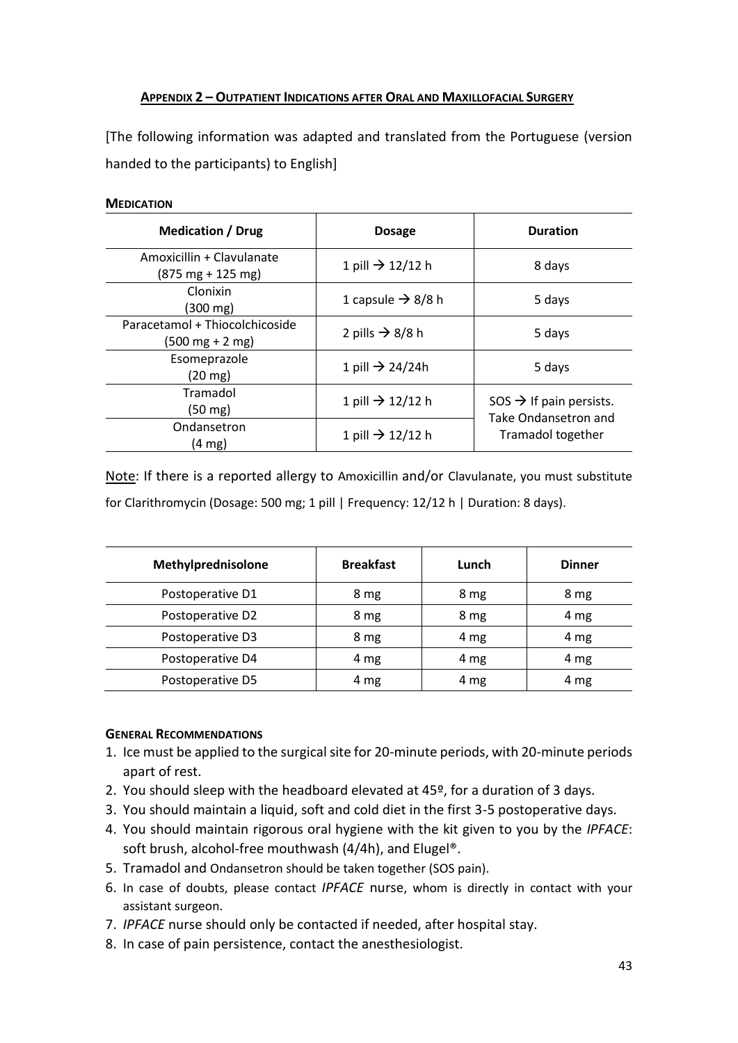## Appendix 2 – Outpatient Indications after Oral and Maxillofacial Surgery

[The following information was adapted and translated from the Portuguese (version handed to the participants) to English]

### Medication

| Medication / Drug | Dosage | Duration |
| --- | --- | --- |
| Amoxicillin + Clavulanate (875 mg + 125 mg) | 1 pill → 12/12 h | 8 days |
| Clonixin (300 mg) | 1 capsule → 8/8 h | 5 days |
| Paracetamol + Thiocolchicoside (500 mg + 2 mg) | 2 pills → 8/8 h | 5 days |
| Esomeprazole (20 mg) | 1 pill → 24/24h | 5 days |
| Tramadol (50 mg) | 1 pill → 12/12 h | SOS → If pain persists. Take Ondansetron and Tramadol together |
| Ondansetron (4 mg) | 1 pill → 12/12 h | |

Note: If there is a reported allergy to Amoxicillin and/or Clavulanate, you must substitute for Clarithromycin (Dosage: 500 mg; 1 pill | Frequency: 12/12 h | Duration: 8 days).

| Methylprednisolone | Breakfast | Lunch | Dinner |
| --- | --- | --- | --- |
| Postoperative D1 | 8 mg | 8 mg | 8 mg |
| Postoperative D2 | 8 mg | 8 mg | 4 mg |
| Postoperative D3 | 8 mg | 4 mg | 4 mg |
| Postoperative D4 | 4 mg | 4 mg | 4 mg |
| Postoperative D5 | 4 mg | 4 mg | 4 mg |

### General Recommendations

1. Ice must be applied to the surgical site for 20-minute periods, with 20-minute periods apart of rest.
2. You should sleep with the headboard elevated at 45º, for a duration of 3 days.
3. You should maintain a liquid, soft and cold diet in the first 3-5 postoperative days.
4. You should maintain rigorous oral hygiene with the kit given to you by the *IPFACE*: soft brush, alcohol-free mouthwash (4/4h), and Elugel®.
5. Tramadol and Ondansetron should be taken together (SOS pain).
6. In case of doubts, please contact *IPFACE* nurse, whom is directly in contact with your assistant surgeon.
7. *IPFACE* nurse should only be contacted if needed, after hospital stay.
8. In case of pain persistence, contact the anesthesiologist.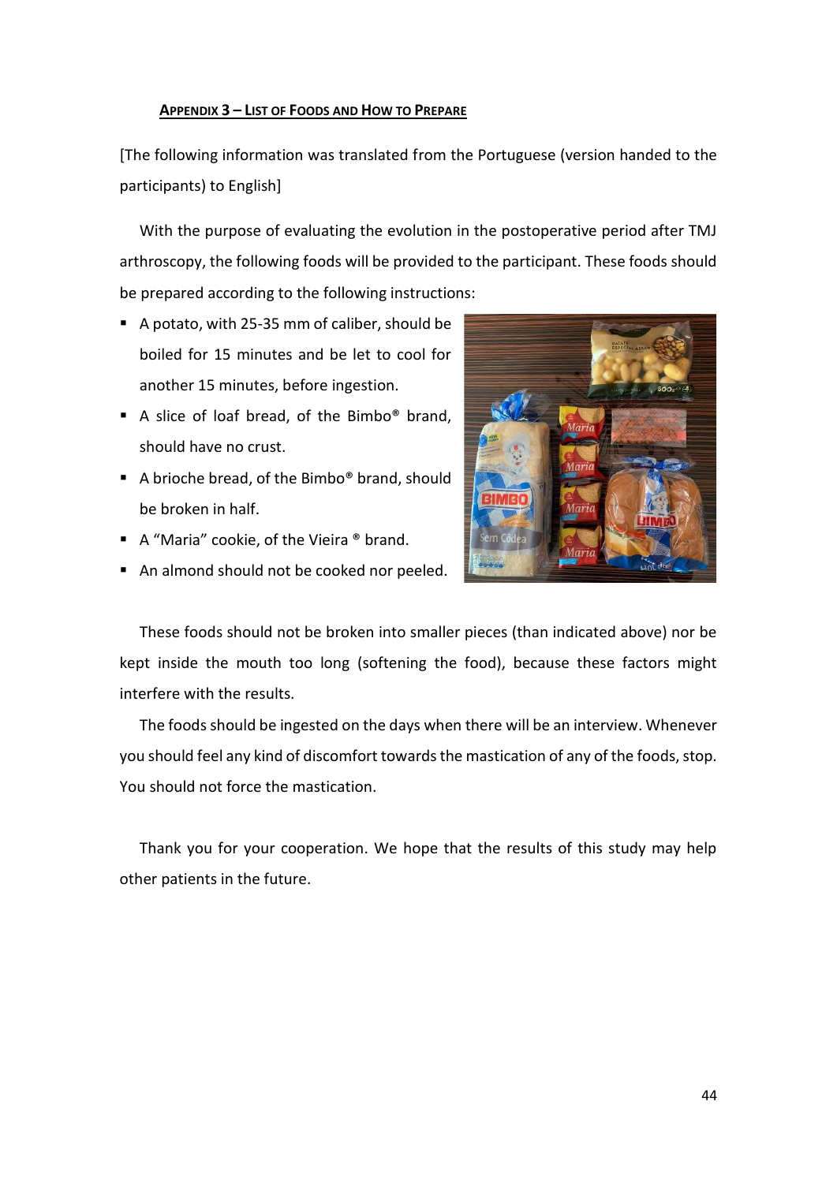## Appendix 3 – List of Foods and How to Prepare

[The following information was translated from the Portuguese (version handed to the participants) to English]

With the purpose of evaluating the evolution in the postoperative period after TMJ arthroscopy, the following foods will be provided to the participant. These foods should be prepared according to the following instructions:

- A potato, with 25-35 mm of caliber, should be boiled for 15 minutes and be let to cool for another 15 minutes, before ingestion.
- A slice of loaf bread, of the Bimbo® brand, should have no crust.
- A brioche bread, of the Bimbo® brand, should be broken in half.
- A "Maria" cookie, of the Vieira ® brand.
- An almond should not be cooked nor peeled.

These foods should not be broken into smaller pieces (than indicated above) nor be kept inside the mouth too long (softening the food), because these factors might interfere with the results.

The foods should be ingested on the days when there will be an interview. Whenever you should feel any kind of discomfort towards the mastication of any of the foods, stop. You should not force the mastication.

Thank you for your cooperation. We hope that the results of this study may help other patients in the future.